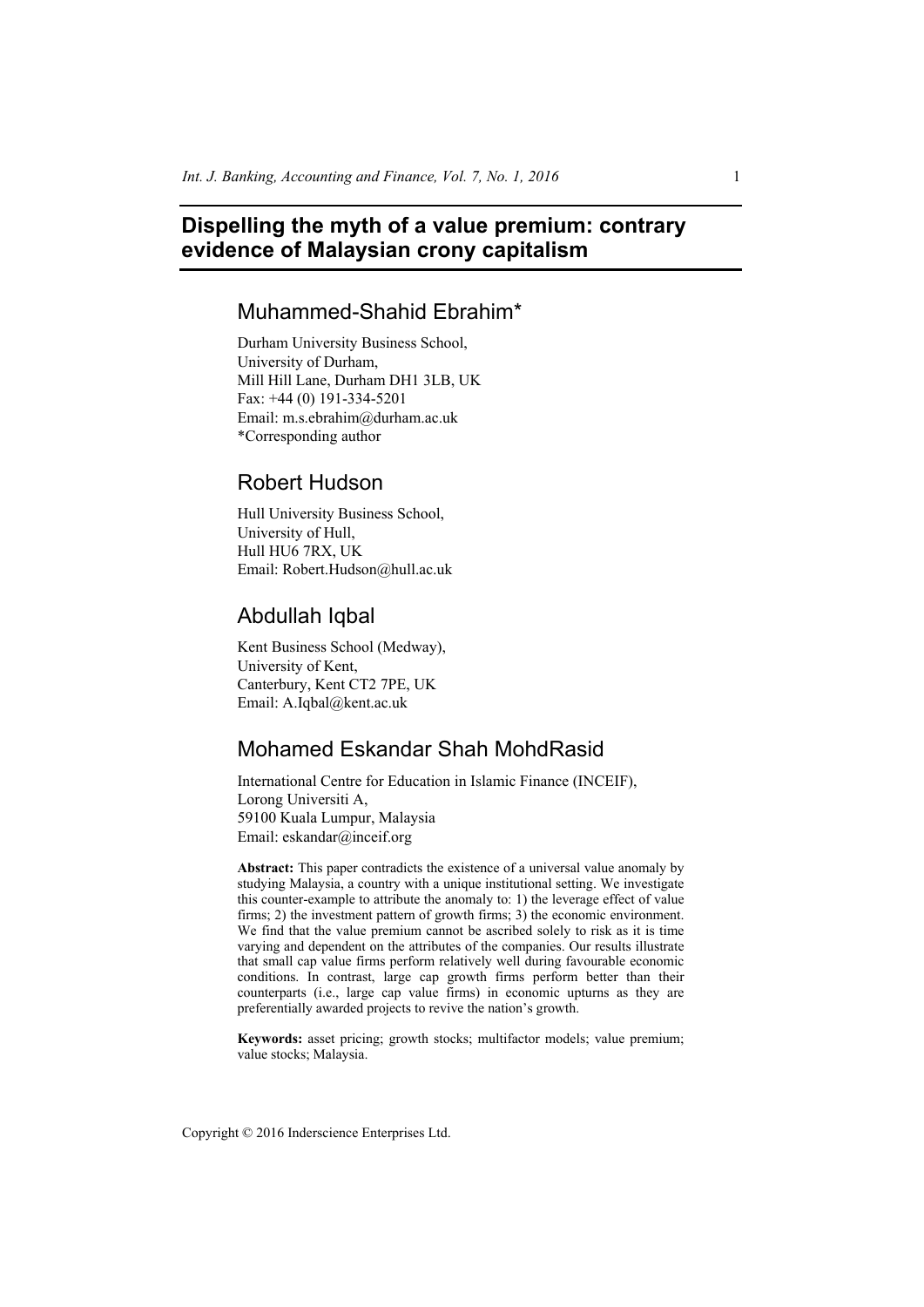# Dispelling the myth of a value premium: contrary evidence of Malaysian crony capitalism

## Muhammed-Shahid Ebrahim*

Durham University Business School,
University of Durham,
Mill Hill Lane, Durham DH1 3LB, UK
Fax: +44 (0) 191-334-5201
Email: m.s.ebrahim@durham.ac.uk
*Corresponding author

## Robert Hudson

Hull University Business School,
University of Hull,
Hull HU6 7RX, UK
Email: Robert.Hudson@hull.ac.uk

## Abdullah Iqbal

Kent Business School (Medway),
University of Kent,
Canterbury, Kent CT2 7PE, UK
Email: A.Iqbal@kent.ac.uk

## Mohamed Eskandar Shah MohdRasid

International Centre for Education in Islamic Finance (INCEIF),
Lorong Universiti A,
59100 Kuala Lumpur, Malaysia
Email: eskandar@inceif.org

**Abstract:** This paper contradicts the existence of a universal value anomaly by studying Malaysia, a country with a unique institutional setting. We investigate this counter-example to attribute the anomaly to: 1) the leverage effect of value firms; 2) the investment pattern of growth firms; 3) the economic environment. We find that the value premium cannot be ascribed solely to risk as it is time varying and dependent on the attributes of the companies. Our results illustrate that small cap value firms perform relatively well during favourable economic conditions. In contrast, large cap growth firms perform better than their counterparts (i.e., large cap value firms) in economic upturns as they are preferentially awarded projects to revive the nation's growth.

**Keywords:** asset pricing; growth stocks; multifactor models; value premium; value stocks; Malaysia.

Copyright © 2016 Inderscience Enterprises Ltd.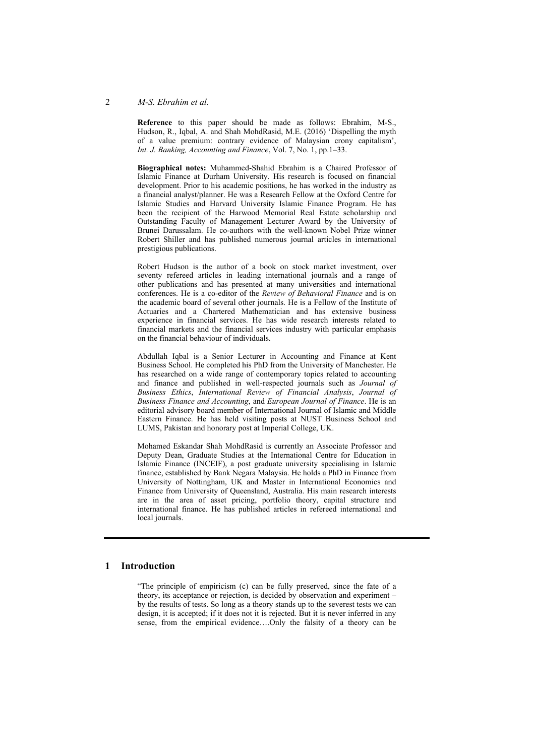**Reference** to this paper should be made as follows: Ebrahim, M-S., Hudson, R., Iqbal, A. and Shah MohdRasid, M.E. (2016) 'Dispelling the myth of a value premium: contrary evidence of Malaysian crony capitalism', *Int. J. Banking, Accounting and Finance*, Vol. 7, No. 1, pp.1–33.

**Biographical notes:** Muhammed-Shahid Ebrahim is a Chaired Professor of Islamic Finance at Durham University. His research is focused on financial development. Prior to his academic positions, he has worked in the industry as a financial analyst/planner. He was a Research Fellow at the Oxford Centre for Islamic Studies and Harvard University Islamic Finance Program. He has been the recipient of the Harwood Memorial Real Estate scholarship and Outstanding Faculty of Management Lecturer Award by the University of Brunei Darussalam. He co-authors with the well-known Nobel Prize winner Robert Shiller and has published numerous journal articles in international prestigious publications.

Robert Hudson is the author of a book on stock market investment, over seventy refereed articles in leading international journals and a range of other publications and has presented at many universities and international conferences. He is a co-editor of the *Review of Behavioral Finance* and is on the academic board of several other journals. He is a Fellow of the Institute of Actuaries and a Chartered Mathematician and has extensive business experience in financial services. He has wide research interests related to financial markets and the financial services industry with particular emphasis on the financial behaviour of individuals.

Abdullah Iqbal is a Senior Lecturer in Accounting and Finance at Kent Business School. He completed his PhD from the University of Manchester. He has researched on a wide range of contemporary topics related to accounting and finance and published in well-respected journals such as *Journal of Business Ethics*, *International Review of Financial Analysis*, *Journal of Business Finance and Accounting*, and *European Journal of Finance*. He is an editorial advisory board member of International Journal of Islamic and Middle Eastern Finance. He has held visiting posts at NUST Business School and LUMS, Pakistan and honorary post at Imperial College, UK.

Mohamed Eskandar Shah MohdRasid is currently an Associate Professor and Deputy Dean, Graduate Studies at the International Centre for Education in Islamic Finance (INCEIF), a post graduate university specialising in Islamic finance, established by Bank Negara Malaysia. He holds a PhD in Finance from University of Nottingham, UK and Master in International Economics and Finance from University of Queensland, Australia. His main research interests are in the area of asset pricing, portfolio theory, capital structure and international finance. He has published articles in refereed international and local journals.

## 1 Introduction

"The principle of empiricism (c) can be fully preserved, since the fate of a theory, its acceptance or rejection, is decided by observation and experiment – by the results of tests. So long as a theory stands up to the severest tests we can design, it is accepted; if it does not it is rejected. But it is never inferred in any sense, from the empirical evidence….Only the falsity of a theory can be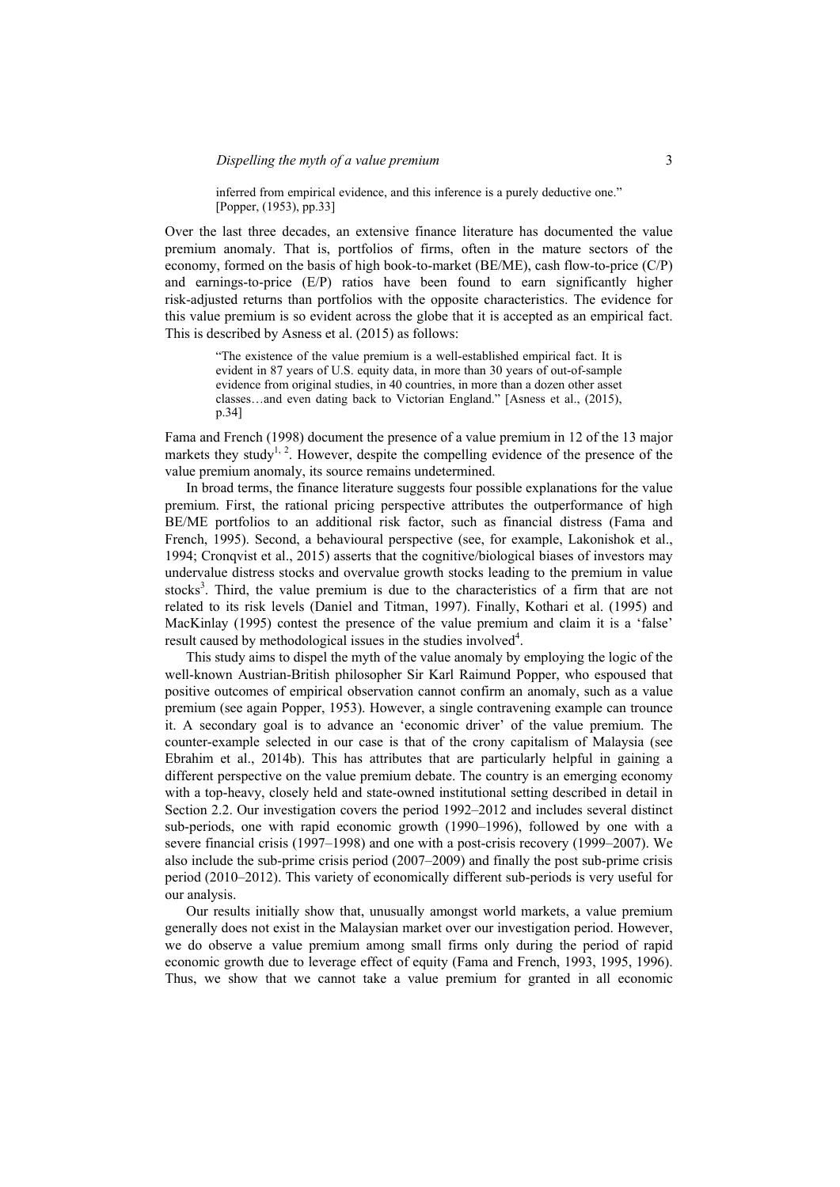inferred from empirical evidence, and this inference is a purely deductive one." [Popper, (1953), pp.33]

Over the last three decades, an extensive finance literature has documented the value premium anomaly. That is, portfolios of firms, often in the mature sectors of the economy, formed on the basis of high book-to-market (BE/ME), cash flow-to-price (C/P) and earnings-to-price (E/P) ratios have been found to earn significantly higher risk-adjusted returns than portfolios with the opposite characteristics. The evidence for this value premium is so evident across the globe that it is accepted as an empirical fact. This is described by Asness et al. (2015) as follows:

> "The existence of the value premium is a well-established empirical fact. It is evident in 87 years of U.S. equity data, in more than 30 years of out-of-sample evidence from original studies, in 40 countries, in more than a dozen other asset classes…and even dating back to Victorian England." [Asness et al., (2015), p.34]

Fama and French (1998) document the presence of a value premium in 12 of the 13 major markets they study[1, 2]. However, despite the compelling evidence of the presence of the value premium anomaly, its source remains undetermined.

In broad terms, the finance literature suggests four possible explanations for the value premium. First, the rational pricing perspective attributes the outperformance of high BE/ME portfolios to an additional risk factor, such as financial distress (Fama and French, 1995). Second, a behavioural perspective (see, for example, Lakonishok et al., 1994; Cronqvist et al., 2015) asserts that the cognitive/biological biases of investors may undervalue distress stocks and overvalue growth stocks leading to the premium in value stocks[3]. Third, the value premium is due to the characteristics of a firm that are not related to its risk levels (Daniel and Titman, 1997). Finally, Kothari et al. (1995) and MacKinlay (1995) contest the presence of the value premium and claim it is a 'false' result caused by methodological issues in the studies involved[4].

This study aims to dispel the myth of the value anomaly by employing the logic of the well-known Austrian-British philosopher Sir Karl Raimund Popper, who espoused that positive outcomes of empirical observation cannot confirm an anomaly, such as a value premium (see again Popper, 1953). However, a single contravening example can trounce it. A secondary goal is to advance an 'economic driver' of the value premium. The counter-example selected in our case is that of the crony capitalism of Malaysia (see Ebrahim et al., 2014b). This has attributes that are particularly helpful in gaining a different perspective on the value premium debate. The country is an emerging economy with a top-heavy, closely held and state-owned institutional setting described in detail in Section 2.2. Our investigation covers the period 1992–2012 and includes several distinct sub-periods, one with rapid economic growth (1990–1996), followed by one with a severe financial crisis (1997–1998) and one with a post-crisis recovery (1999–2007). We also include the sub-prime crisis period (2007–2009) and finally the post sub-prime crisis period (2010–2012). This variety of economically different sub-periods is very useful for our analysis.

Our results initially show that, unusually amongst world markets, a value premium generally does not exist in the Malaysian market over our investigation period. However, we do observe a value premium among small firms only during the period of rapid economic growth due to leverage effect of equity (Fama and French, 1993, 1995, 1996). Thus, we show that we cannot take a value premium for granted in all economic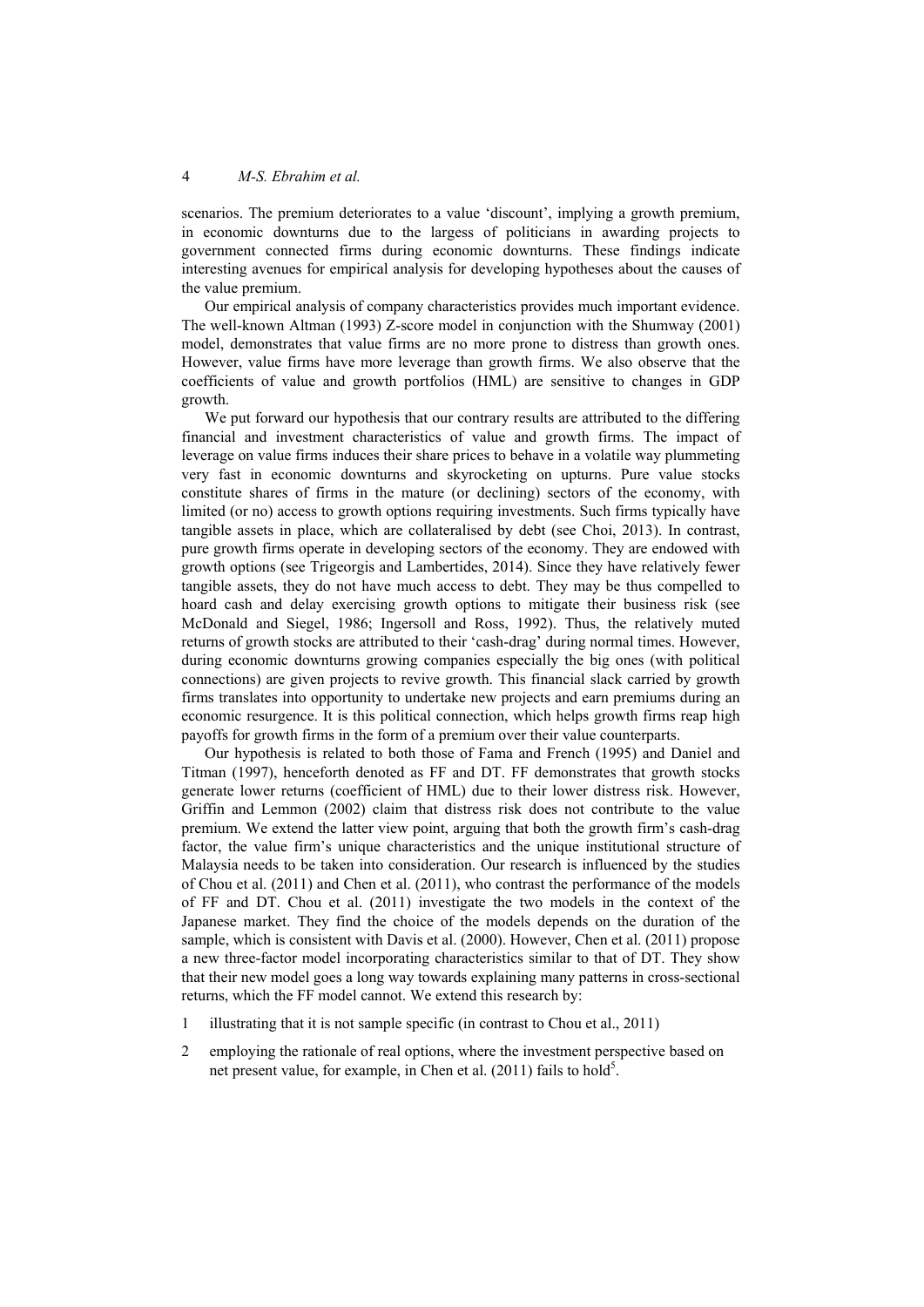scenarios. The premium deteriorates to a value 'discount', implying a growth premium, in economic downturns due to the largess of politicians in awarding projects to government connected firms during economic downturns. These findings indicate interesting avenues for empirical analysis for developing hypotheses about the causes of the value premium.

Our empirical analysis of company characteristics provides much important evidence. The well-known Altman (1993) Z-score model in conjunction with the Shumway (2001) model, demonstrates that value firms are no more prone to distress than growth ones. However, value firms have more leverage than growth firms. We also observe that the coefficients of value and growth portfolios (HML) are sensitive to changes in GDP growth.

We put forward our hypothesis that our contrary results are attributed to the differing financial and investment characteristics of value and growth firms. The impact of leverage on value firms induces their share prices to behave in a volatile way plummeting very fast in economic downturns and skyrocketing on upturns. Pure value stocks constitute shares of firms in the mature (or declining) sectors of the economy, with limited (or no) access to growth options requiring investments. Such firms typically have tangible assets in place, which are collateralised by debt (see Choi, 2013). In contrast, pure growth firms operate in developing sectors of the economy. They are endowed with growth options (see Trigeorgis and Lambertides, 2014). Since they have relatively fewer tangible assets, they do not have much access to debt. They may be thus compelled to hoard cash and delay exercising growth options to mitigate their business risk (see McDonald and Siegel, 1986; Ingersoll and Ross, 1992). Thus, the relatively muted returns of growth stocks are attributed to their 'cash-drag' during normal times. However, during economic downturns growing companies especially the big ones (with political connections) are given projects to revive growth. This financial slack carried by growth firms translates into opportunity to undertake new projects and earn premiums during an economic resurgence. It is this political connection, which helps growth firms reap high payoffs for growth firms in the form of a premium over their value counterparts.

Our hypothesis is related to both those of Fama and French (1995) and Daniel and Titman (1997), henceforth denoted as FF and DT. FF demonstrates that growth stocks generate lower returns (coefficient of HML) due to their lower distress risk. However, Griffin and Lemmon (2002) claim that distress risk does not contribute to the value premium. We extend the latter view point, arguing that both the growth firm's cash-drag factor, the value firm's unique characteristics and the unique institutional structure of Malaysia needs to be taken into consideration. Our research is influenced by the studies of Chou et al. (2011) and Chen et al. (2011), who contrast the performance of the models of FF and DT. Chou et al. (2011) investigate the two models in the context of the Japanese market. They find the choice of the models depends on the duration of the sample, which is consistent with Davis et al. (2000). However, Chen et al. (2011) propose a new three-factor model incorporating characteristics similar to that of DT. They show that their new model goes a long way towards explaining many patterns in cross-sectional returns, which the FF model cannot. We extend this research by:

1. illustrating that it is not sample specific (in contrast to Chou et al., 2011)
2. employing the rationale of real options, where the investment perspective based on net present value, for example, in Chen et al. (2011) fails to hold[5].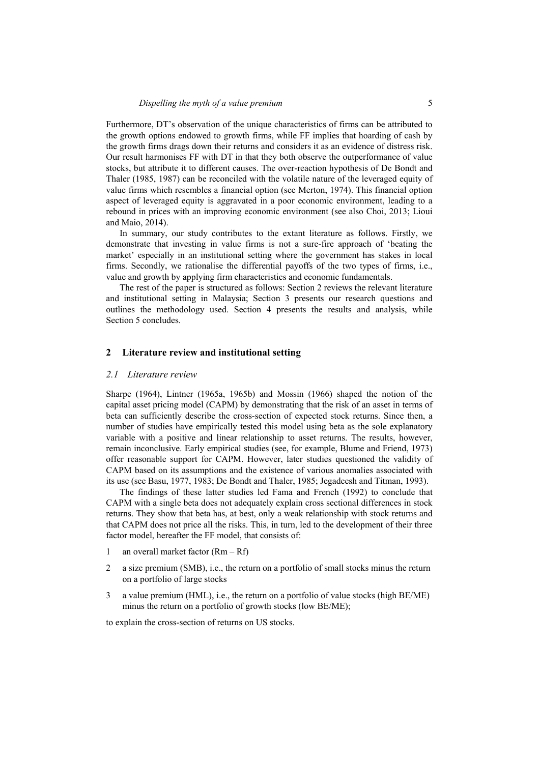Furthermore, DT's observation of the unique characteristics of firms can be attributed to the growth options endowed to growth firms, while FF implies that hoarding of cash by the growth firms drags down their returns and considers it as an evidence of distress risk. Our result harmonises FF with DT in that they both observe the outperformance of value stocks, but attribute it to different causes. The over-reaction hypothesis of De Bondt and Thaler (1985, 1987) can be reconciled with the volatile nature of the leveraged equity of value firms which resembles a financial option (see Merton, 1974). This financial option aspect of leveraged equity is aggravated in a poor economic environment, leading to a rebound in prices with an improving economic environment (see also Choi, 2013; Lioui and Maio, 2014).

In summary, our study contributes to the extant literature as follows. Firstly, we demonstrate that investing in value firms is not a sure-fire approach of 'beating the market' especially in an institutional setting where the government has stakes in local firms. Secondly, we rationalise the differential payoffs of the two types of firms, i.e., value and growth by applying firm characteristics and economic fundamentals.

The rest of the paper is structured as follows: Section 2 reviews the relevant literature and institutional setting in Malaysia; Section 3 presents our research questions and outlines the methodology used. Section 4 presents the results and analysis, while Section 5 concludes.

## 2 Literature review and institutional setting

### *2.1 Literature review*

Sharpe (1964), Lintner (1965a, 1965b) and Mossin (1966) shaped the notion of the capital asset pricing model (CAPM) by demonstrating that the risk of an asset in terms of beta can sufficiently describe the cross-section of expected stock returns. Since then, a number of studies have empirically tested this model using beta as the sole explanatory variable with a positive and linear relationship to asset returns. The results, however, remain inconclusive. Early empirical studies (see, for example, Blume and Friend, 1973) offer reasonable support for CAPM. However, later studies questioned the validity of CAPM based on its assumptions and the existence of various anomalies associated with its use (see Basu, 1977, 1983; De Bondt and Thaler, 1985; Jegadeesh and Titman, 1993).

The findings of these latter studies led Fama and French (1992) to conclude that CAPM with a single beta does not adequately explain cross sectional differences in stock returns. They show that beta has, at best, only a weak relationship with stock returns and that CAPM does not price all the risks. This, in turn, led to the development of their three factor model, hereafter the FF model, that consists of:

1. an overall market factor (Rm – Rf)
2. a size premium (SMB), i.e., the return on a portfolio of small stocks minus the return on a portfolio of large stocks
3. a value premium (HML), i.e., the return on a portfolio of value stocks (high BE/ME) minus the return on a portfolio of growth stocks (low BE/ME);

to explain the cross-section of returns on US stocks.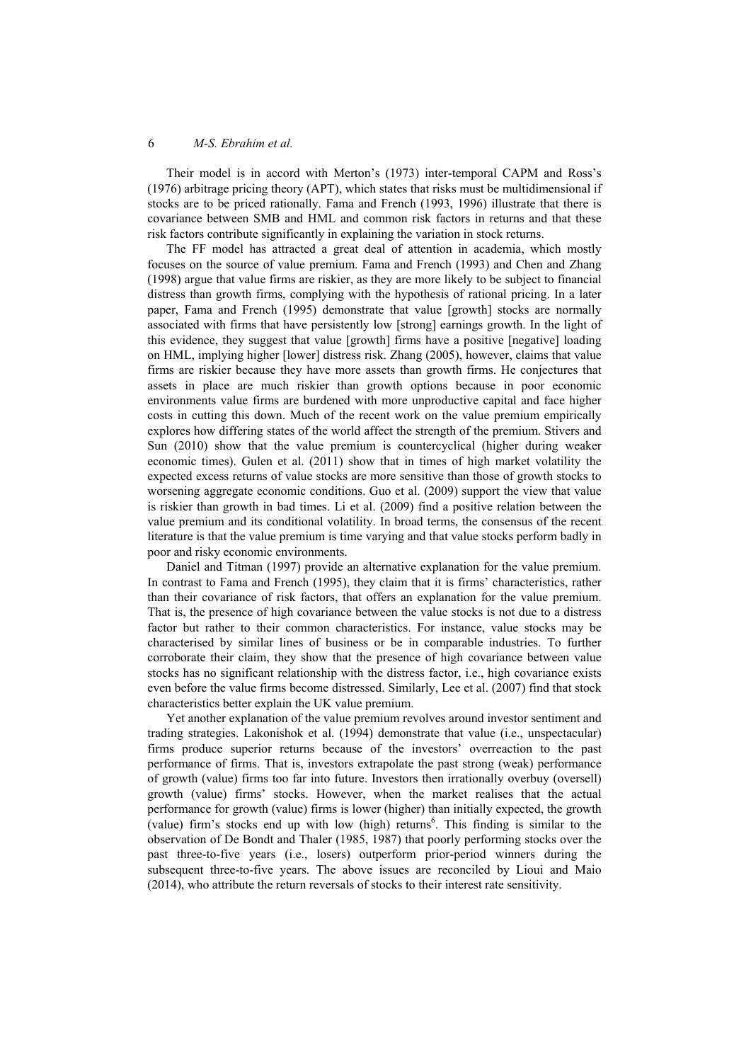Their model is in accord with Merton's (1973) inter-temporal CAPM and Ross's (1976) arbitrage pricing theory (APT), which states that risks must be multidimensional if stocks are to be priced rationally. Fama and French (1993, 1996) illustrate that there is covariance between SMB and HML and common risk factors in returns and that these risk factors contribute significantly in explaining the variation in stock returns.

The FF model has attracted a great deal of attention in academia, which mostly focuses on the source of value premium. Fama and French (1993) and Chen and Zhang (1998) argue that value firms are riskier, as they are more likely to be subject to financial distress than growth firms, complying with the hypothesis of rational pricing. In a later paper, Fama and French (1995) demonstrate that value [growth] stocks are normally associated with firms that have persistently low [strong] earnings growth. In the light of this evidence, they suggest that value [growth] firms have a positive [negative] loading on HML, implying higher [lower] distress risk. Zhang (2005), however, claims that value firms are riskier because they have more assets than growth firms. He conjectures that assets in place are much riskier than growth options because in poor economic environments value firms are burdened with more unproductive capital and face higher costs in cutting this down. Much of the recent work on the value premium empirically explores how differing states of the world affect the strength of the premium. Stivers and Sun (2010) show that the value premium is countercyclical (higher during weaker economic times). Gulen et al. (2011) show that in times of high market volatility the expected excess returns of value stocks are more sensitive than those of growth stocks to worsening aggregate economic conditions. Guo et al. (2009) support the view that value is riskier than growth in bad times. Li et al. (2009) find a positive relation between the value premium and its conditional volatility. In broad terms, the consensus of the recent literature is that the value premium is time varying and that value stocks perform badly in poor and risky economic environments.

Daniel and Titman (1997) provide an alternative explanation for the value premium. In contrast to Fama and French (1995), they claim that it is firms' characteristics, rather than their covariance of risk factors, that offers an explanation for the value premium. That is, the presence of high covariance between the value stocks is not due to a distress factor but rather to their common characteristics. For instance, value stocks may be characterised by similar lines of business or be in comparable industries. To further corroborate their claim, they show that the presence of high covariance between value stocks has no significant relationship with the distress factor, i.e., high covariance exists even before the value firms become distressed. Similarly, Lee et al. (2007) find that stock characteristics better explain the UK value premium.

Yet another explanation of the value premium revolves around investor sentiment and trading strategies. Lakonishok et al. (1994) demonstrate that value (i.e., unspectacular) firms produce superior returns because of the investors' overreaction to the past performance of firms. That is, investors extrapolate the past strong (weak) performance of growth (value) firms too far into future. Investors then irrationally overbuy (oversell) growth (value) firms' stocks. However, when the market realises that the actual performance for growth (value) firms is lower (higher) than initially expected, the growth (value) firm's stocks end up with low (high) returns[6]. This finding is similar to the observation of De Bondt and Thaler (1985, 1987) that poorly performing stocks over the past three-to-five years (i.e., losers) outperform prior-period winners during the subsequent three-to-five years. The above issues are reconciled by Lioui and Maio (2014), who attribute the return reversals of stocks to their interest rate sensitivity.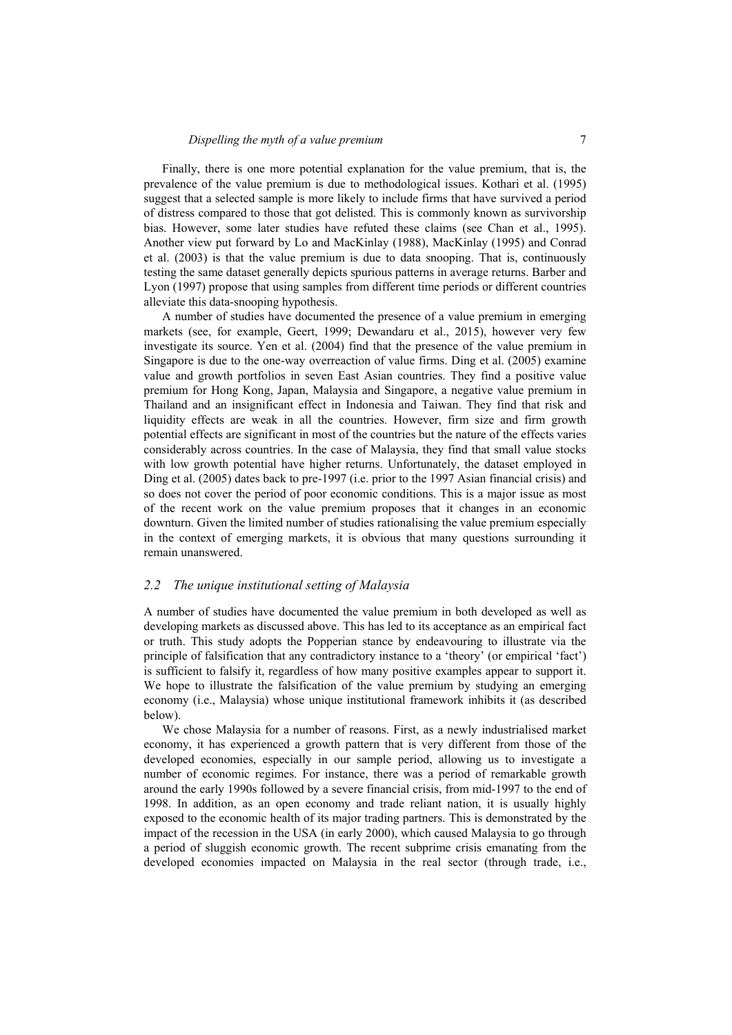Finally, there is one more potential explanation for the value premium, that is, the prevalence of the value premium is due to methodological issues. Kothari et al. (1995) suggest that a selected sample is more likely to include firms that have survived a period of distress compared to those that got delisted. This is commonly known as survivorship bias. However, some later studies have refuted these claims (see Chan et al., 1995). Another view put forward by Lo and MacKinlay (1988), MacKinlay (1995) and Conrad et al. (2003) is that the value premium is due to data snooping. That is, continuously testing the same dataset generally depicts spurious patterns in average returns. Barber and Lyon (1997) propose that using samples from different time periods or different countries alleviate this data-snooping hypothesis.

A number of studies have documented the presence of a value premium in emerging markets (see, for example, Geert, 1999; Dewandaru et al., 2015), however very few investigate its source. Yen et al. (2004) find that the presence of the value premium in Singapore is due to the one-way overreaction of value firms. Ding et al. (2005) examine value and growth portfolios in seven East Asian countries. They find a positive value premium for Hong Kong, Japan, Malaysia and Singapore, a negative value premium in Thailand and an insignificant effect in Indonesia and Taiwan. They find that risk and liquidity effects are weak in all the countries. However, firm size and firm growth potential effects are significant in most of the countries but the nature of the effects varies considerably across countries. In the case of Malaysia, they find that small value stocks with low growth potential have higher returns. Unfortunately, the dataset employed in Ding et al. (2005) dates back to pre-1997 (i.e. prior to the 1997 Asian financial crisis) and so does not cover the period of poor economic conditions. This is a major issue as most of the recent work on the value premium proposes that it changes in an economic downturn. Given the limited number of studies rationalising the value premium especially in the context of emerging markets, it is obvious that many questions surrounding it remain unanswered.

### *2.2 The unique institutional setting of Malaysia*

A number of studies have documented the value premium in both developed as well as developing markets as discussed above. This has led to its acceptance as an empirical fact or truth. This study adopts the Popperian stance by endeavouring to illustrate via the principle of falsification that any contradictory instance to a 'theory' (or empirical 'fact') is sufficient to falsify it, regardless of how many positive examples appear to support it. We hope to illustrate the falsification of the value premium by studying an emerging economy (i.e., Malaysia) whose unique institutional framework inhibits it (as described below).

We chose Malaysia for a number of reasons. First, as a newly industrialised market economy, it has experienced a growth pattern that is very different from those of the developed economies, especially in our sample period, allowing us to investigate a number of economic regimes. For instance, there was a period of remarkable growth around the early 1990s followed by a severe financial crisis, from mid-1997 to the end of 1998. In addition, as an open economy and trade reliant nation, it is usually highly exposed to the economic health of its major trading partners. This is demonstrated by the impact of the recession in the USA (in early 2000), which caused Malaysia to go through a period of sluggish economic growth. The recent subprime crisis emanating from the developed economies impacted on Malaysia in the real sector (through trade, i.e.,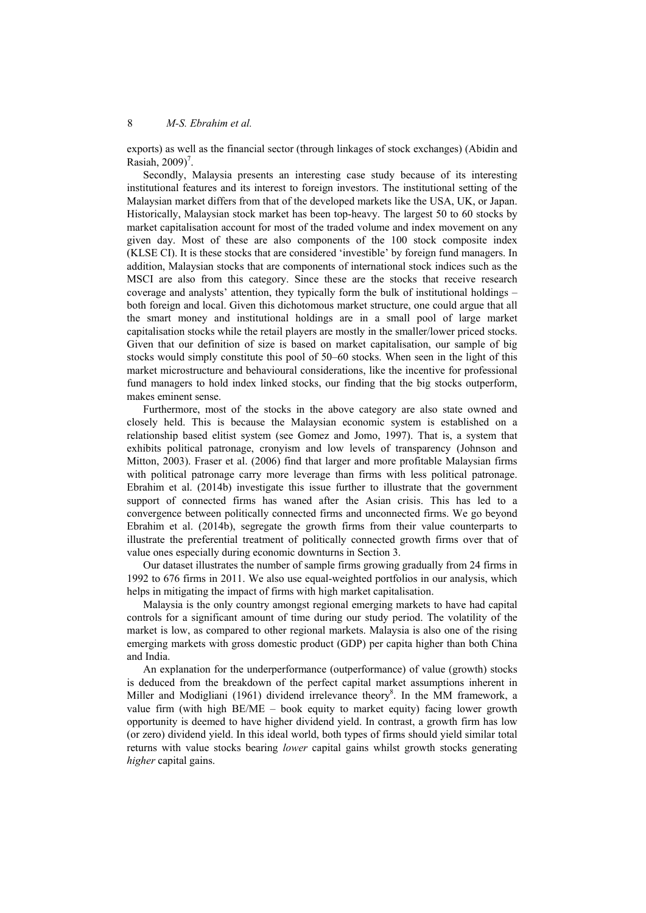exports) as well as the financial sector (through linkages of stock exchanges) (Abidin and Rasiah, 2009)[7].

Secondly, Malaysia presents an interesting case study because of its interesting institutional features and its interest to foreign investors. The institutional setting of the Malaysian market differs from that of the developed markets like the USA, UK, or Japan. Historically, Malaysian stock market has been top-heavy. The largest 50 to 60 stocks by market capitalisation account for most of the traded volume and index movement on any given day. Most of these are also components of the 100 stock composite index (KLSE CI). It is these stocks that are considered 'investible' by foreign fund managers. In addition, Malaysian stocks that are components of international stock indices such as the MSCI are also from this category. Since these are the stocks that receive research coverage and analysts' attention, they typically form the bulk of institutional holdings – both foreign and local. Given this dichotomous market structure, one could argue that all the smart money and institutional holdings are in a small pool of large market capitalisation stocks while the retail players are mostly in the smaller/lower priced stocks. Given that our definition of size is based on market capitalisation, our sample of big stocks would simply constitute this pool of 50–60 stocks. When seen in the light of this market microstructure and behavioural considerations, like the incentive for professional fund managers to hold index linked stocks, our finding that the big stocks outperform, makes eminent sense.

Furthermore, most of the stocks in the above category are also state owned and closely held. This is because the Malaysian economic system is established on a relationship based elitist system (see Gomez and Jomo, 1997). That is, a system that exhibits political patronage, cronyism and low levels of transparency (Johnson and Mitton, 2003). Fraser et al. (2006) find that larger and more profitable Malaysian firms with political patronage carry more leverage than firms with less political patronage. Ebrahim et al. (2014b) investigate this issue further to illustrate that the government support of connected firms has waned after the Asian crisis. This has led to a convergence between politically connected firms and unconnected firms. We go beyond Ebrahim et al. (2014b), segregate the growth firms from their value counterparts to illustrate the preferential treatment of politically connected growth firms over that of value ones especially during economic downturns in Section 3.

Our dataset illustrates the number of sample firms growing gradually from 24 firms in 1992 to 676 firms in 2011. We also use equal-weighted portfolios in our analysis, which helps in mitigating the impact of firms with high market capitalisation.

Malaysia is the only country amongst regional emerging markets to have had capital controls for a significant amount of time during our study period. The volatility of the market is low, as compared to other regional markets. Malaysia is also one of the rising emerging markets with gross domestic product (GDP) per capita higher than both China and India.

An explanation for the underperformance (outperformance) of value (growth) stocks is deduced from the breakdown of the perfect capital market assumptions inherent in Miller and Modigliani (1961) dividend irrelevance theory[8]. In the MM framework, a value firm (with high BE/ME – book equity to market equity) facing lower growth opportunity is deemed to have higher dividend yield. In contrast, a growth firm has low (or zero) dividend yield. In this ideal world, both types of firms should yield similar total returns with value stocks bearing *lower* capital gains whilst growth stocks generating *higher* capital gains.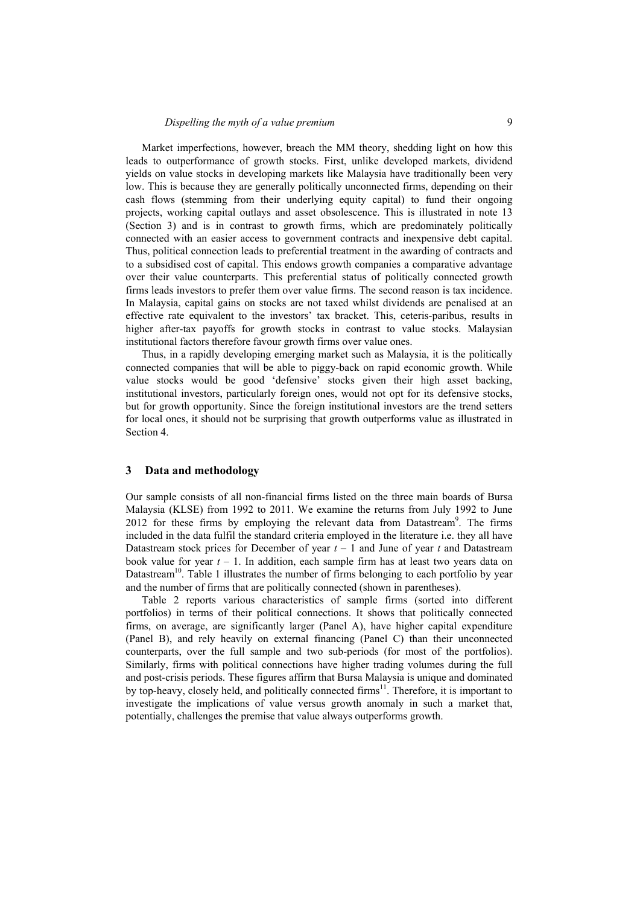Market imperfections, however, breach the MM theory, shedding light on how this leads to outperformance of growth stocks. First, unlike developed markets, dividend yields on value stocks in developing markets like Malaysia have traditionally been very low. This is because they are generally politically unconnected firms, depending on their cash flows (stemming from their underlying equity capital) to fund their ongoing projects, working capital outlays and asset obsolescence. This is illustrated in note 13 (Section 3) and is in contrast to growth firms, which are predominately politically connected with an easier access to government contracts and inexpensive debt capital. Thus, political connection leads to preferential treatment in the awarding of contracts and to a subsidised cost of capital. This endows growth companies a comparative advantage over their value counterparts. This preferential status of politically connected growth firms leads investors to prefer them over value firms. The second reason is tax incidence. In Malaysia, capital gains on stocks are not taxed whilst dividends are penalised at an effective rate equivalent to the investors' tax bracket. This, ceteris-paribus, results in higher after-tax payoffs for growth stocks in contrast to value stocks. Malaysian institutional factors therefore favour growth firms over value ones.

Thus, in a rapidly developing emerging market such as Malaysia, it is the politically connected companies that will be able to piggy-back on rapid economic growth. While value stocks would be good 'defensive' stocks given their high asset backing, institutional investors, particularly foreign ones, would not opt for its defensive stocks, but for growth opportunity. Since the foreign institutional investors are the trend setters for local ones, it should not be surprising that growth outperforms value as illustrated in Section 4.

## 3 Data and methodology

Our sample consists of all non-financial firms listed on the three main boards of Bursa Malaysia (KLSE) from 1992 to 2011. We examine the returns from July 1992 to June 2012 for these firms by employing the relevant data from Datastream[9]. The firms included in the data fulfil the standard criteria employed in the literature i.e. they all have Datastream stock prices for December of year $t-1$ and June of year $t$ and Datastream book value for year $t-1$. In addition, each sample firm has at least two years data on Datastream[10]. Table 1 illustrates the number of firms belonging to each portfolio by year and the number of firms that are politically connected (shown in parentheses).

Table 2 reports various characteristics of sample firms (sorted into different portfolios) in terms of their political connections. It shows that politically connected firms, on average, are significantly larger (Panel A), have higher capital expenditure (Panel B), and rely heavily on external financing (Panel C) than their unconnected counterparts, over the full sample and two sub-periods (for most of the portfolios). Similarly, firms with political connections have higher trading volumes during the full and post-crisis periods. These figures affirm that Bursa Malaysia is unique and dominated by top-heavy, closely held, and politically connected firms[11]. Therefore, it is important to investigate the implications of value versus growth anomaly in such a market that, potentially, challenges the premise that value always outperforms growth.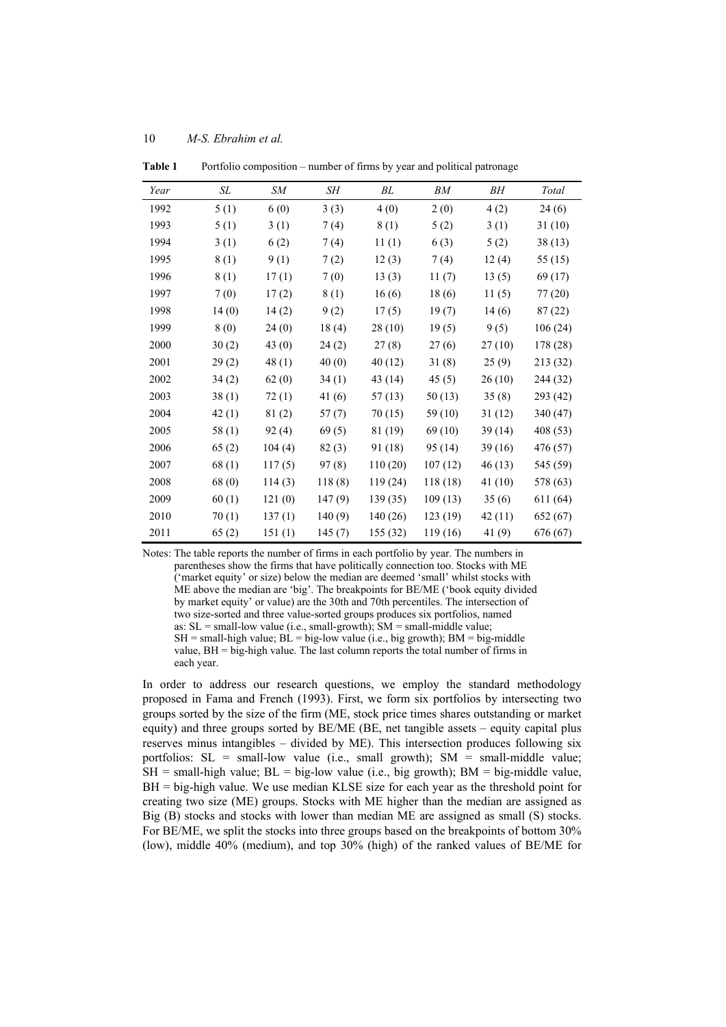**Table 1** Portfolio composition – number of firms by year and political patronage

| *Year* | *SL* | *SM* | *SH* | *BL* | *BM* | *BH* | *Total* |
|---|---|---|---|---|---|---|---|
| 1992 | 5 (1) | 6 (0) | 3 (3) | 4 (0) | 2 (0) | 4 (2) | 24 (6) |
| 1993 | 5 (1) | 3 (1) | 7 (4) | 8 (1) | 5 (2) | 3 (1) | 31 (10) |
| 1994 | 3 (1) | 6 (2) | 7 (4) | 11 (1) | 6 (3) | 5 (2) | 38 (13) |
| 1995 | 8 (1) | 9 (1) | 7 (2) | 12 (3) | 7 (4) | 12 (4) | 55 (15) |
| 1996 | 8 (1) | 17 (1) | 7 (0) | 13 (3) | 11 (7) | 13 (5) | 69 (17) |
| 1997 | 7 (0) | 17 (2) | 8 (1) | 16 (6) | 18 (6) | 11 (5) | 77 (20) |
| 1998 | 14 (0) | 14 (2) | 9 (2) | 17 (5) | 19 (7) | 14 (6) | 87 (22) |
| 1999 | 8 (0) | 24 (0) | 18 (4) | 28 (10) | 19 (5) | 9 (5) | 106 (24) |
| 2000 | 30 (2) | 43 (0) | 24 (2) | 27 (8) | 27 (6) | 27 (10) | 178 (28) |
| 2001 | 29 (2) | 48 (1) | 40 (0) | 40 (12) | 31 (8) | 25 (9) | 213 (32) |
| 2002 | 34 (2) | 62 (0) | 34 (1) | 43 (14) | 45 (5) | 26 (10) | 244 (32) |
| 2003 | 38 (1) | 72 (1) | 41 (6) | 57 (13) | 50 (13) | 35 (8) | 293 (42) |
| 2004 | 42 (1) | 81 (2) | 57 (7) | 70 (15) | 59 (10) | 31 (12) | 340 (47) |
| 2005 | 58 (1) | 92 (4) | 69 (5) | 81 (19) | 69 (10) | 39 (14) | 408 (53) |
| 2006 | 65 (2) | 104 (4) | 82 (3) | 91 (18) | 95 (14) | 39 (16) | 476 (57) |
| 2007 | 68 (1) | 117 (5) | 97 (8) | 110 (20) | 107 (12) | 46 (13) | 545 (59) |
| 2008 | 68 (0) | 114 (3) | 118 (8) | 119 (24) | 118 (18) | 41 (10) | 578 (63) |
| 2009 | 60 (1) | 121 (0) | 147 (9) | 139 (35) | 109 (13) | 35 (6) | 611 (64) |
| 2010 | 70 (1) | 137 (1) | 140 (9) | 140 (26) | 123 (19) | 42 (11) | 652 (67) |
| 2011 | 65 (2) | 151 (1) | 145 (7) | 155 (32) | 119 (16) | 41 (9) | 676 (67) |

Notes: The table reports the number of firms in each portfolio by year. The numbers in parentheses show the firms that have politically connection too. Stocks with ME ('market equity' or size) below the median are deemed 'small' whilst stocks with ME above the median are 'big'. The breakpoints for BE/ME ('book equity divided by market equity' or value) are the 30th and 70th percentiles. The intersection of two size-sorted and three value-sorted groups produces six portfolios, named as: SL = small-low value (i.e., small-growth); SM = small-middle value; SH = small-high value; BL = big-low value (i.e., big growth); BM = big-middle value, BH = big-high value. The last column reports the total number of firms in each year.

In order to address our research questions, we employ the standard methodology proposed in Fama and French (1993). First, we form six portfolios by intersecting two groups sorted by the size of the firm (ME, stock price times shares outstanding or market equity) and three groups sorted by BE/ME (BE, net tangible assets – equity capital plus reserves minus intangibles – divided by ME). This intersection produces following six portfolios: SL = small-low value (i.e., small growth); SM = small-middle value; SH = small-high value; BL = big-low value (i.e., big growth); BM = big-middle value, BH = big-high value. We use median KLSE size for each year as the threshold point for creating two size (ME) groups. Stocks with ME higher than the median are assigned as Big (B) stocks and stocks with lower than median ME are assigned as small (S) stocks. For BE/ME, we split the stocks into three groups based on the breakpoints of bottom 30% (low), middle 40% (medium), and top 30% (high) of the ranked values of BE/ME for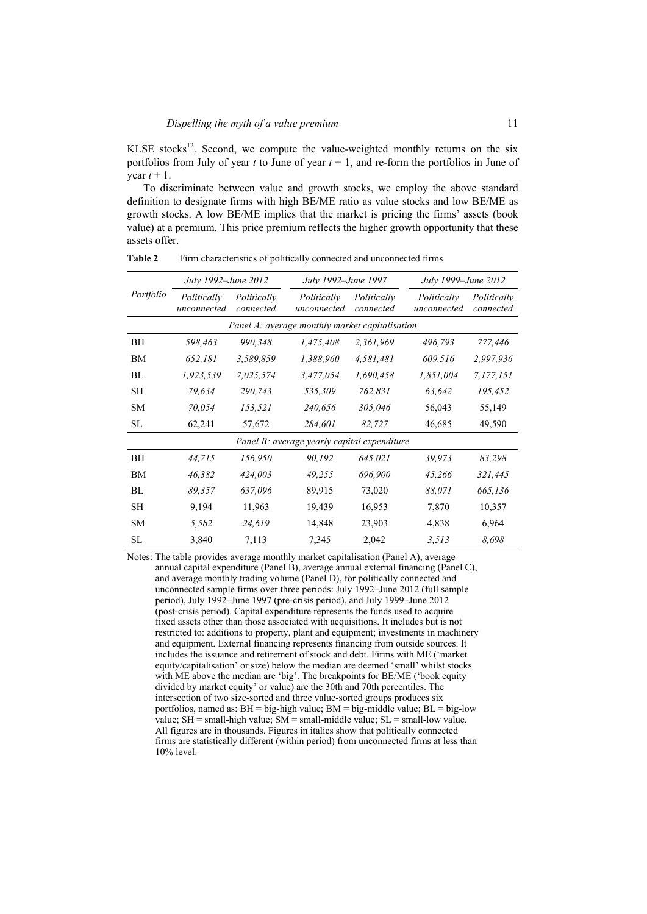KLSE stocks[12]. Second, we compute the value-weighted monthly returns on the six portfolios from July of year $t$ to June of year $t + 1$, and re-form the portfolios in June of year $t + 1$.

To discriminate between value and growth stocks, we employ the above standard definition to designate firms with high BE/ME ratio as value stocks and low BE/ME as growth stocks. A low BE/ME implies that the market is pricing the firms' assets (book value) at a premium. This price premium reflects the higher growth opportunity that these assets offer.

**Table 2** Firm characteristics of politically connected and unconnected firms

| Portfolio | *July 1992–June 2012* | | *July 1992–June 1997* | | *July 1999–June 2012* | |
|---|---|---|---|---|---|---|
| | *Politically unconnected* | *Politically connected* | *Politically unconnected* | *Politically connected* | *Politically unconnected* | *Politically connected* |
| | | | *Panel A: average monthly market capitalisation* | | | |
| BH | *598,463* | *990,348* | *1,475,408* | *2,361,969* | *496,793* | *777,446* |
| BM | *652,181* | *3,589,859* | *1,388,960* | *4,581,481* | *609,516* | *2,997,936* |
| BL | *1,923,539* | *7,025,574* | *3,477,054* | *1,690,458* | *1,851,004* | *7,177,151* |
| SH | *79,634* | *290,743* | *535,309* | *762,831* | *63,642* | *195,452* |
| SM | *70,054* | *153,521* | *240,656* | *305,046* | 56,043 | 55,149 |
| SL | 62,241 | 57,672 | *284,601* | *82,727* | 46,685 | 49,590 |
| | | | *Panel B: average yearly capital expenditure* | | | |
| BH | *44,715* | *156,950* | *90,192* | *645,021* | *39,973* | *83,298* |
| BM | *46,382* | *424,003* | *49,255* | *696,900* | *45,266* | *321,445* |
| BL | *89,357* | *637,096* | 89,915 | 73,020 | *88,071* | *665,136* |
| SH | 9,194 | 11,963 | 19,439 | 16,953 | 7,870 | 10,357 |
| SM | *5,582* | *24,619* | 14,848 | 23,903 | 4,838 | 6,964 |
| SL | 3,840 | 7,113 | 7,345 | 2,042 | *3,513* | *8,698* |

Notes: The table provides average monthly market capitalisation (Panel A), average annual capital expenditure (Panel B), average annual external financing (Panel C), and average monthly trading volume (Panel D), for politically connected and unconnected sample firms over three periods: July 1992–June 2012 (full sample period), July 1992–June 1997 (pre-crisis period), and July 1999–June 2012 (post-crisis period). Capital expenditure represents the funds used to acquire fixed assets other than those associated with acquisitions. It includes but is not restricted to: additions to property, plant and equipment; investments in machinery and equipment. External financing represents financing from outside sources. It includes the issuance and retirement of stock and debt. Firms with ME ('market equity/capitalisation' or size) below the median are deemed 'small' whilst stocks with ME above the median are 'big'. The breakpoints for BE/ME ('book equity divided by market equity' or value) are the 30th and 70th percentiles. The intersection of two size-sorted and three value-sorted groups produces six portfolios, named as: BH = big-high value; BM = big-middle value; BL = big-low value; SH = small-high value; SM = small-middle value; SL = small-low value. All figures are in thousands. Figures in italics show that politically connected firms are statistically different (within period) from unconnected firms at less than 10% level.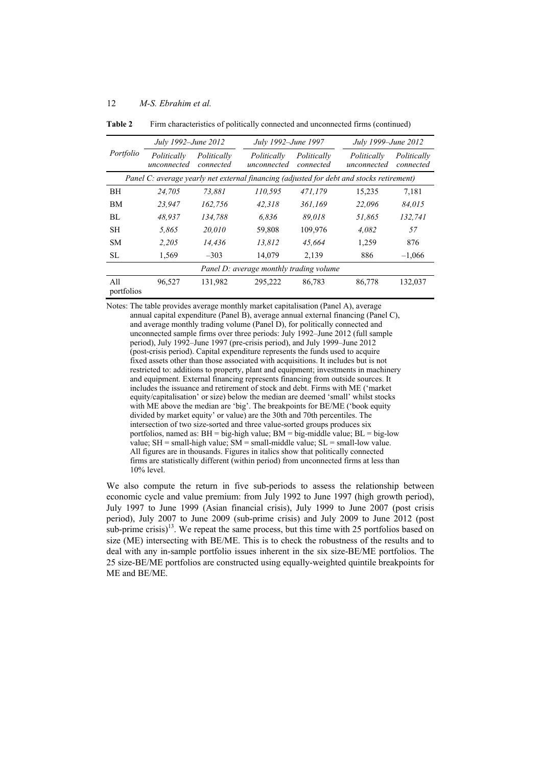**Table 2** Firm characteristics of politically connected and unconnected firms (continued)

| Portfolio | *July 1992–June 2012* | | *July 1992–June 1997* | | *July 1999–June 2012* | |
|---|---|---|---|---|---|---|
| | *Politically unconnected* | *Politically connected* | *Politically unconnected* | *Politically connected* | *Politically unconnected* | *Politically connected* |
| *Panel C: average yearly net external financing (adjusted for debt and stocks retirement)* | | | | | | |
| BH | *24,705* | *73,881* | *110,595* | *471,179* | 15,235 | 7,181 |
| BM | *23,947* | *162,756* | *42,318* | *361,169* | *22,096* | *84,015* |
| BL | *48,937* | *134,788* | *6,836* | *89,018* | *51,865* | *132,741* |
| SH | *5,865* | *20,010* | 59,808 | 109,976 | *4,082* | *57* |
| SM | *2,205* | *14,436* | *13,812* | *45,664* | 1,259 | 876 |
| SL | 1,569 | –303 | 14,079 | 2,139 | 886 | –1,066 |
| *Panel D: average monthly trading volume* | | | | | | |
| All portfolios | 96,527 | 131,982 | 295,222 | 86,783 | 86,778 | 132,037 |

Notes: The table provides average monthly market capitalisation (Panel A), average annual capital expenditure (Panel B), average annual external financing (Panel C), and average monthly trading volume (Panel D), for politically connected and unconnected sample firms over three periods: July 1992–June 2012 (full sample period), July 1992–June 1997 (pre-crisis period), and July 1999–June 2012 (post-crisis period). Capital expenditure represents the funds used to acquire fixed assets other than those associated with acquisitions. It includes but is not restricted to: additions to property, plant and equipment; investments in machinery and equipment. External financing represents financing from outside sources. It includes the issuance and retirement of stock and debt. Firms with ME ('market equity/capitalisation' or size) below the median are deemed 'small' whilst stocks with ME above the median are 'big'. The breakpoints for BE/ME ('book equity divided by market equity' or value) are the 30th and 70th percentiles. The intersection of two size-sorted and three value-sorted groups produces six portfolios, named as: BH = big-high value; BM = big-middle value; BL = big-low value; SH = small-high value; SM = small-middle value; SL = small-low value. All figures are in thousands. Figures in italics show that politically connected firms are statistically different (within period) from unconnected firms at less than 10% level.

We also compute the return in five sub-periods to assess the relationship between economic cycle and value premium: from July 1992 to June 1997 (high growth period), July 1997 to June 1999 (Asian financial crisis), July 1999 to June 2007 (post crisis period), July 2007 to June 2009 (sub-prime crisis) and July 2009 to June 2012 (post sub-prime crisis)[13]. We repeat the same process, but this time with 25 portfolios based on size (ME) intersecting with BE/ME. This is to check the robustness of the results and to deal with any in-sample portfolio issues inherent in the six size-BE/ME portfolios. The 25 size-BE/ME portfolios are constructed using equally-weighted quintile breakpoints for ME and BE/ME.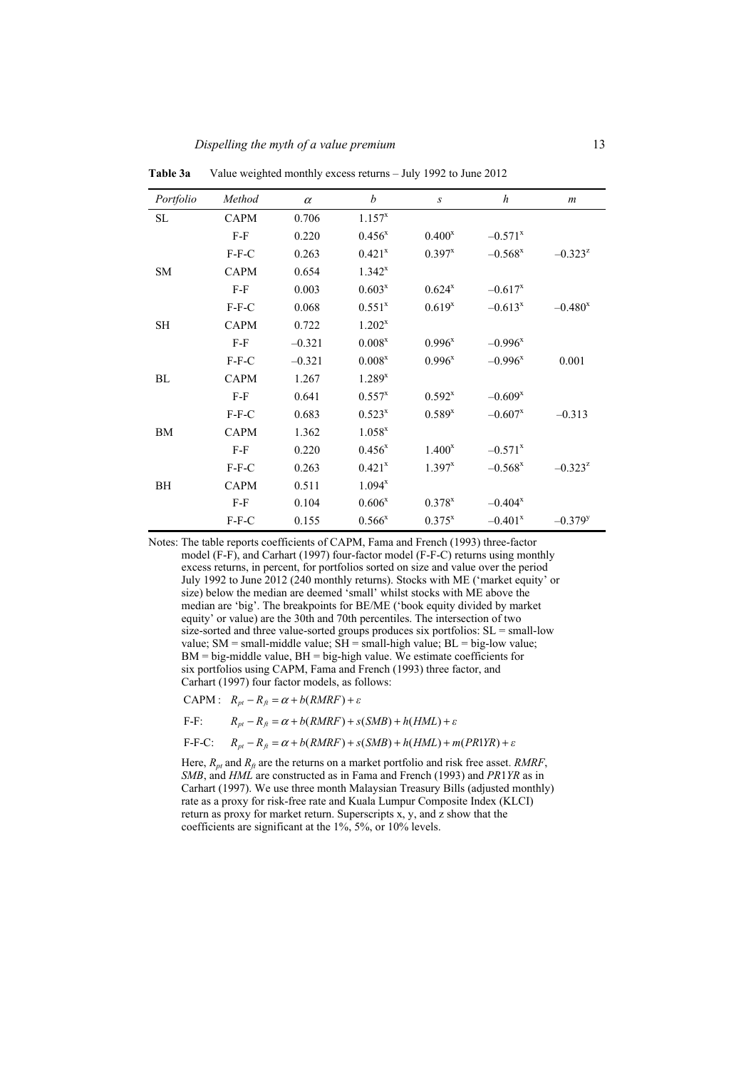**Table 3a** Value weighted monthly excess returns – July 1992 to June 2012

| *Portfolio* | *Method* | $\alpha$ | $b$ | $s$ | $h$ | $m$ |
|---|---|---|---|---|---|---|
| SL | CAPM | 0.706 | $1.157^{x}$ | | | |
| | F-F | 0.220 | $0.456^{x}$ | $0.400^{x}$ | $-0.571^{x}$ | |
| | F-F-C | 0.263 | $0.421^{x}$ | $0.397^{x}$ | $-0.568^{x}$ | $-0.323^{z}$ |
| SM | CAPM | 0.654 | $1.342^{x}$ | | | |
| | F-F | 0.003 | $0.603^{x}$ | $0.624^{x}$ | $-0.617^{x}$ | |
| | F-F-C | 0.068 | $0.551^{x}$ | $0.619^{x}$ | $-0.613^{x}$ | $-0.480^{x}$ |
| SH | CAPM | 0.722 | $1.202^{x}$ | | | |
| | F-F | $-0.321$ | $0.008^{x}$ | $0.996^{x}$ | $-0.996^{x}$ | |
| | F-F-C | $-0.321$ | $0.008^{x}$ | $0.996^{x}$ | $-0.996^{x}$ | 0.001 |
| BL | CAPM | 1.267 | $1.289^{x}$ | | | |
| | F-F | 0.641 | $0.557^{x}$ | $0.592^{x}$ | $-0.609^{x}$ | |
| | F-F-C | 0.683 | $0.523^{x}$ | $0.589^{x}$ | $-0.607^{x}$ | $-0.313$ |
| BM | CAPM | 1.362 | $1.058^{x}$ | | | |
| | F-F | 0.220 | $0.456^{x}$ | $1.400^{x}$ | $-0.571^{x}$ | |
| | F-F-C | 0.263 | $0.421^{x}$ | $1.397^{x}$ | $-0.568^{x}$ | $-0.323^{z}$ |
| BH | CAPM | 0.511 | $1.094^{x}$ | | | |
| | F-F | 0.104 | $0.606^{x}$ | $0.378^{x}$ | $-0.404^{x}$ | |
| | F-F-C | 0.155 | $0.566^{x}$ | $0.375^{x}$ | $-0.401^{x}$ | $-0.379^{y}$ |

Notes: The table reports coefficients of CAPM, Fama and French (1993) three-factor model (F-F), and Carhart (1997) four-factor model (F-F-C) returns using monthly excess returns, in percent, for portfolios sorted on size and value over the period July 1992 to June 2012 (240 monthly returns). Stocks with ME ('market equity' or size) below the median are deemed 'small' whilst stocks with ME above the median are 'big'. The breakpoints for BE/ME ('book equity divided by market equity' or value) are the 30th and 70th percentiles. The intersection of two size-sorted and three value-sorted groups produces six portfolios: SL = small-low value; SM = small-middle value; SH = small-high value; BL = big-low value; BM = big-middle value, BH = big-high value. We estimate coefficients for six portfolios using CAPM, Fama and French (1993) three factor, and Carhart (1997) four factor models, as follows:

$$\text{CAPM}: \quad R_{pt} - R_{ft} = \alpha + b(RMRF) + \varepsilon$$

$$\text{F-F}: \quad R_{pt} - R_{ft} = \alpha + b(RMRF) + s(SMB) + h(HML) + \varepsilon$$

$$\text{F-F-C}: \quad R_{pt} - R_{ft} = \alpha + b(RMRF) + s(SMB) + h(HML) + m(PR1YR) + \varepsilon$$

Here, $R_{pt}$ and $R_{ft}$ are the returns on a market portfolio and risk free asset. *RMRF*, *SMB*, and *HML* are constructed as in Fama and French (1993) and *PR1YR* as in Carhart (1997). We use three month Malaysian Treasury Bills (adjusted monthly) rate as a proxy for risk-free rate and Kuala Lumpur Composite Index (KLCI) return as proxy for market return. Superscripts x, y, and z show that the coefficients are significant at the 1%, 5%, or 10% levels.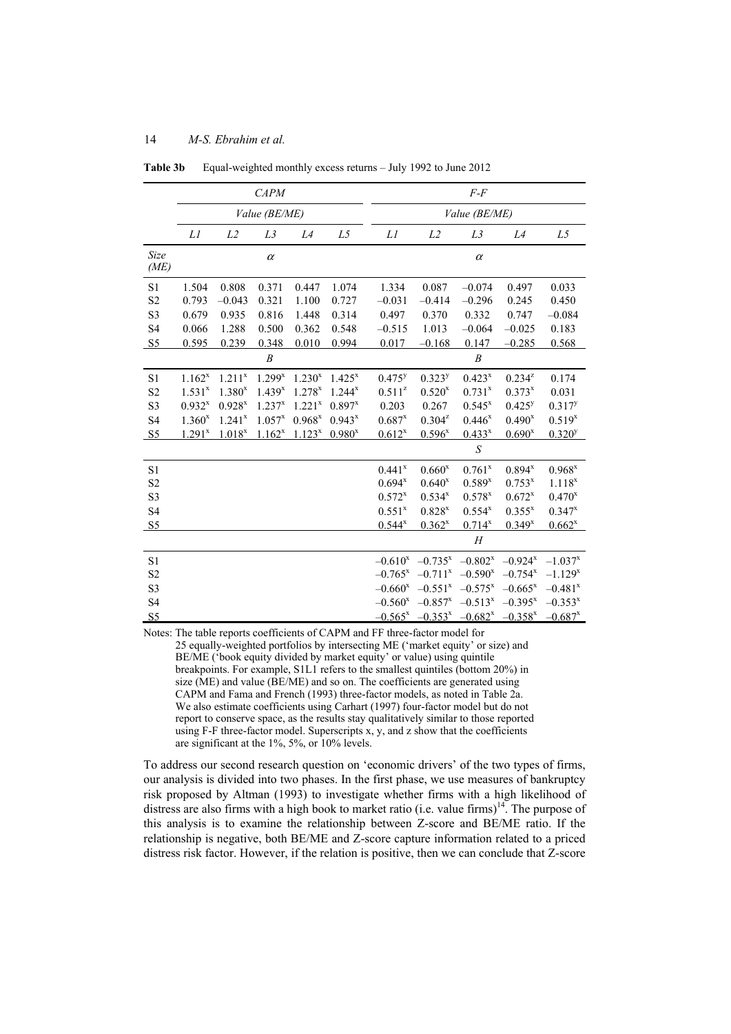**Table 3b** Equal-weighted monthly excess returns – July 1992 to June 2012

| | CAPM | | | | | F-F | | | | |
|---|---|---|---|---|---|---|---|---|---|---|
| | Value (BE/ME) | | | | | Value (BE/ME) | | | | |
| | *L1* | *L2* | *L3* | *L4* | *L5* | *L1* | *L2* | *L3* | *L4* | *L5* |
| *Size (ME)* | | | $\alpha$ | | | | | $\alpha$ | | |
| S1 | 1.504 | 0.808 | 0.371 | 0.447 | 1.074 | 1.334 | 0.087 | –0.074 | 0.497 | 0.033 |
| S2 | 0.793 | –0.043 | 0.321 | 1.100 | 0.727 | –0.031 | –0.414 | –0.296 | 0.245 | 0.450 |
| S3 | 0.679 | 0.935 | 0.816 | 1.448 | 0.314 | 0.497 | 0.370 | 0.332 | 0.747 | –0.084 |
| S4 | 0.066 | 1.288 | 0.500 | 0.362 | 0.548 | –0.515 | 1.013 | –0.064 | –0.025 | 0.183 |
| S5 | 0.595 | 0.239 | 0.348 | 0.010 | 0.994 | 0.017 | –0.168 | 0.147 | –0.285 | 0.568 |
| | | | *B* | | | | | *B* | | |
| S1 | $1.162^{x}$ | $1.211^{x}$ | $1.299^{x}$ | $1.230^{x}$ | $1.425^{x}$ | $0.475^{y}$ | $0.323^{y}$ | $0.423^{x}$ | $0.234^{z}$ | 0.174 |
| S2 | $1.531^{x}$ | $1.380^{x}$ | $1.439^{x}$ | $1.278^{x}$ | $1.244^{x}$ | $0.511^{z}$ | $0.520^{x}$ | $0.731^{x}$ | $0.373^{x}$ | 0.031 |
| S3 | $0.932^{x}$ | $0.928^{x}$ | $1.237^{x}$ | $1.221^{x}$ | $0.897^{x}$ | 0.203 | 0.267 | $0.545^{x}$ | $0.425^{y}$ | $0.317^{y}$ |
| S4 | $1.360^{x}$ | $1.241^{x}$ | $1.057^{x}$ | $0.968^{x}$ | $0.943^{x}$ | $0.687^{x}$ | $0.304^{z}$ | $0.446^{x}$ | $0.490^{x}$ | $0.519^{x}$ |
| S5 | $1.291^{x}$ | $1.018^{x}$ | $1.162^{x}$ | $1.123^{x}$ | $0.980^{x}$ | $0.612^{x}$ | $0.596^{x}$ | $0.433^{x}$ | $0.690^{x}$ | $0.320^{y}$ |
| | | | | | | | | *S* | | |
| S1 | | | | | | $0.441^{x}$ | $0.660^{x}$ | $0.761^{x}$ | $0.894^{x}$ | $0.968^{x}$ |
| S2 | | | | | | $0.694^{x}$ | $0.640^{x}$ | $0.589^{x}$ | $0.753^{x}$ | $1.118^{x}$ |
| S3 | | | | | | $0.572^{x}$ | $0.534^{x}$ | $0.578^{x}$ | $0.672^{x}$ | $0.470^{x}$ |
| S4 | | | | | | $0.551^{x}$ | $0.828^{x}$ | $0.554^{x}$ | $0.355^{x}$ | $0.347^{x}$ |
| S5 | | | | | | $0.544^{x}$ | $0.362^{x}$ | $0.714^{x}$ | $0.349^{x}$ | $0.662^{x}$ |
| | | | | | | | | *H* | | |
| S1 | | | | | | $-0.610^{x}$ | $-0.735^{x}$ | $-0.802^{x}$ | $-0.924^{x}$ | $-1.037^{x}$ |
| S2 | | | | | | $-0.765^{x}$ | $-0.711^{x}$ | $-0.590^{x}$ | $-0.754^{x}$ | $-1.129^{x}$ |
| S3 | | | | | | $-0.660^{x}$ | $-0.551^{x}$ | $-0.575^{x}$ | $-0.665^{x}$ | $-0.481^{x}$ |
| S4 | | | | | | $-0.560^{x}$ | $-0.857^{x}$ | $-0.513^{x}$ | $-0.395^{x}$ | $-0.353^{x}$ |
| S5 | | | | | | $-0.565^{x}$ | $-0.353^{x}$ | $-0.682^{x}$ | $-0.358^{x}$ | $-0.687^{x}$ |

Notes: The table reports coefficients of CAPM and FF three-factor model for 25 equally-weighted portfolios by intersecting ME ('market equity' or size) and BE/ME ('book equity divided by market equity' or value) using quintile breakpoints. For example, S1L1 refers to the smallest quintiles (bottom 20%) in size (ME) and value (BE/ME) and so on. The coefficients are generated using CAPM and Fama and French (1993) three-factor models, as noted in Table 2a. We also estimate coefficients using Carhart (1997) four-factor model but do not report to conserve space, as the results stay qualitatively similar to those reported using F-F three-factor model. Superscripts x, y, and z show that the coefficients are significant at the 1%, 5%, or 10% levels.

To address our second research question on 'economic drivers' of the two types of firms, our analysis is divided into two phases. In the first phase, we use measures of bankruptcy risk proposed by Altman (1993) to investigate whether firms with a high likelihood of distress are also firms with a high book to market ratio (i.e. value firms)[14]. The purpose of this analysis is to examine the relationship between Z-score and BE/ME ratio. If the relationship is negative, both BE/ME and Z-score capture information related to a priced distress risk factor. However, if the relation is positive, then we can conclude that Z-score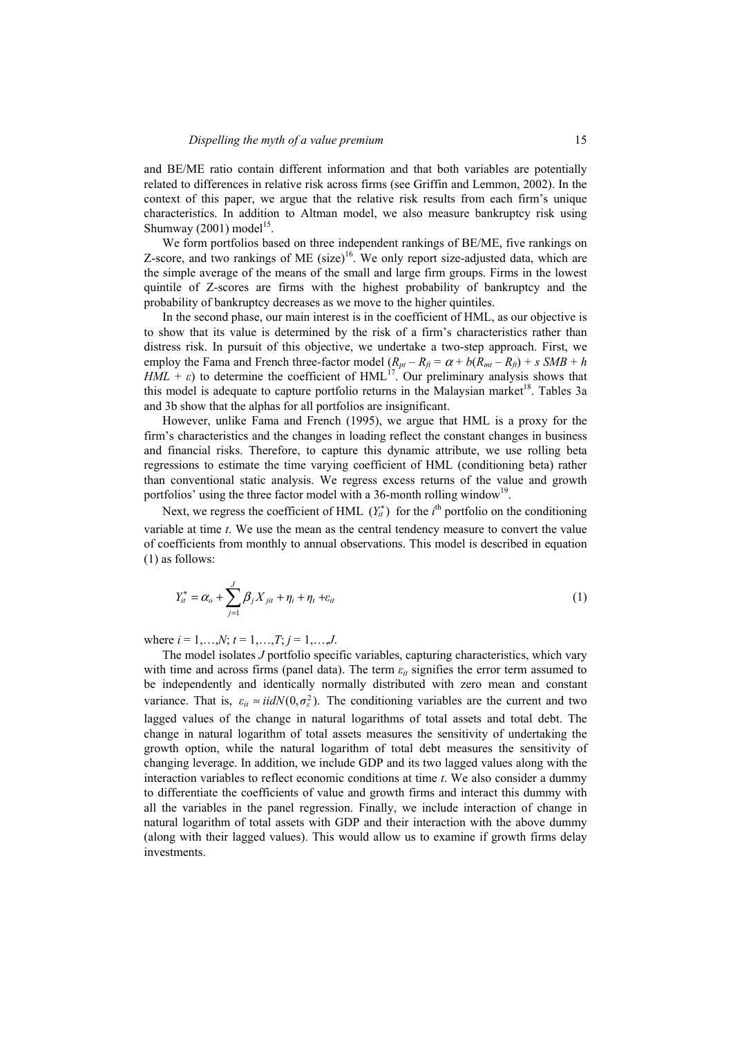and BE/ME ratio contain different information and that both variables are potentially related to differences in relative risk across firms (see Griffin and Lemmon, 2002). In the context of this paper, we argue that the relative risk results from each firm's unique characteristics. In addition to Altman model, we also measure bankruptcy risk using Shumway (2001) model[15].

We form portfolios based on three independent rankings of BE/ME, five rankings on Z-score, and two rankings of ME (size)[16]. We only report size-adjusted data, which are the simple average of the means of the small and large firm groups. Firms in the lowest quintile of Z-scores are firms with the highest probability of bankruptcy and the probability of bankruptcy decreases as we move to the higher quintiles.

In the second phase, our main interest is in the coefficient of HML, as our objective is to show that its value is determined by the risk of a firm's characteristics rather than distress risk. In pursuit of this objective, we undertake a two-step approach. First, we employ the Fama and French three-factor model ($R_{pt} - R_{ft} = \alpha + b(R_{mt} - R_{ft}) + s\ SMB + h\ HML + \varepsilon$) to determine the coefficient of HML[17]. Our preliminary analysis shows that this model is adequate to capture portfolio returns in the Malaysian market[18]. Tables 3a and 3b show that the alphas for all portfolios are insignificant.

However, unlike Fama and French (1995), we argue that HML is a proxy for the firm's characteristics and the changes in loading reflect the constant changes in business and financial risks. Therefore, to capture this dynamic attribute, we use rolling beta regressions to estimate the time varying coefficient of HML (conditioning beta) rather than conventional static analysis. We regress excess returns of the value and growth portfolios' using the three factor model with a 36-month rolling window[19].

Next, we regress the coefficient of HML ($Y_{it}^{*}$) for the $i^{\text{th}}$ portfolio on the conditioning variable at time $t$. We use the mean as the central tendency measure to convert the value of coefficients from monthly to annual observations. This model is described in equation (1) as follows:

$$Y_{it}^{*} = \alpha_o + \sum_{j=1}^{J} \beta_j X_{jit} + \eta_i + \eta_t + \varepsilon_{it} \tag{1}$$

where $i = 1,\ldots,N$; $t = 1,\ldots,T$; $j = 1,\ldots,J$.

The model isolates $J$ portfolio specific variables, capturing characteristics, which vary with time and across firms (panel data). The term $\varepsilon_{it}$ signifies the error term assumed to be independently and identically normally distributed with zero mean and constant variance. That is, $\varepsilon_{it} \approx iidN(0, \sigma_\varepsilon^2)$. The conditioning variables are the current and two lagged values of the change in natural logarithms of total assets and total debt. The change in natural logarithm of total assets measures the sensitivity of undertaking the growth option, while the natural logarithm of total debt measures the sensitivity of changing leverage. In addition, we include GDP and its two lagged values along with the interaction variables to reflect economic conditions at time $t$. We also consider a dummy to differentiate the coefficients of value and growth firms and interact this dummy with all the variables in the panel regression. Finally, we include interaction of change in natural logarithm of total assets with GDP and their interaction with the above dummy (along with their lagged values). This would allow us to examine if growth firms delay investments.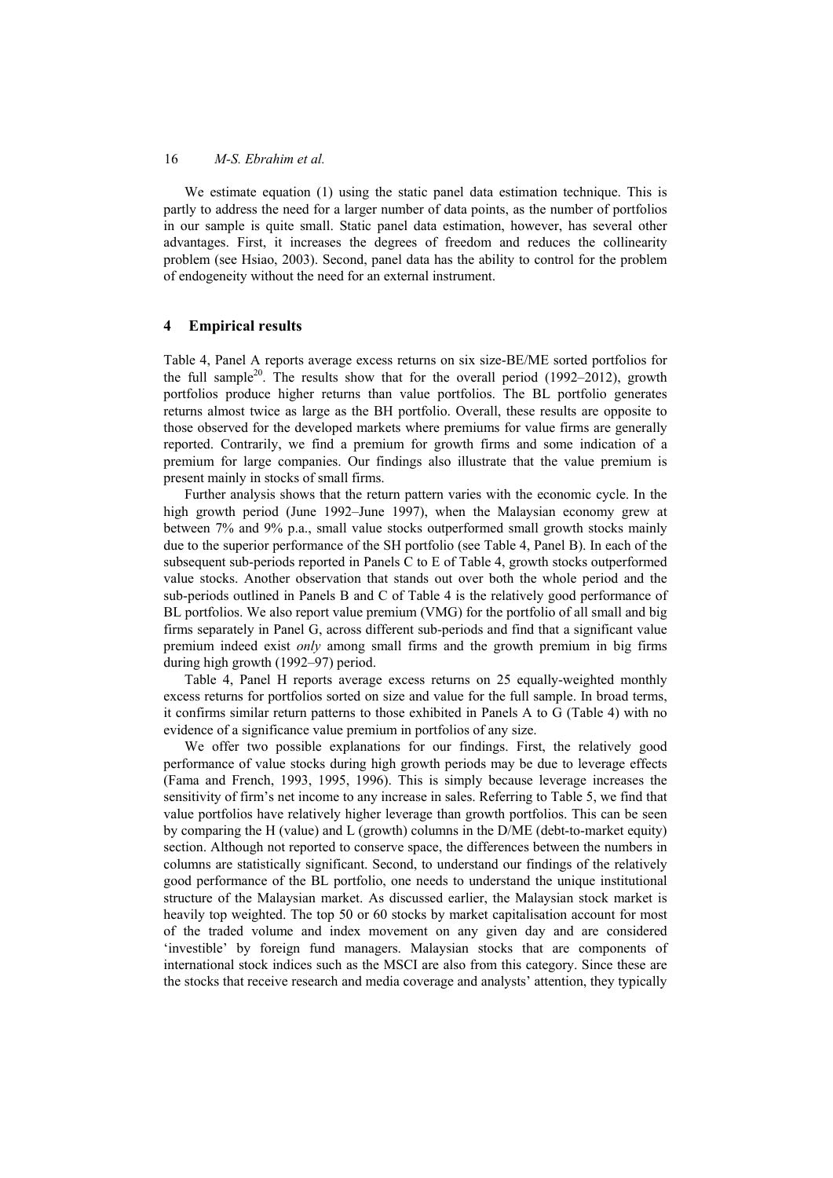We estimate equation (1) using the static panel data estimation technique. This is partly to address the need for a larger number of data points, as the number of portfolios in our sample is quite small. Static panel data estimation, however, has several other advantages. First, it increases the degrees of freedom and reduces the collinearity problem (see Hsiao, 2003). Second, panel data has the ability to control for the problem of endogeneity without the need for an external instrument.

## 4 Empirical results

Table 4, Panel A reports average excess returns on six size-BE/ME sorted portfolios for the full sample[20]. The results show that for the overall period (1992–2012), growth portfolios produce higher returns than value portfolios. The BL portfolio generates returns almost twice as large as the BH portfolio. Overall, these results are opposite to those observed for the developed markets where premiums for value firms are generally reported. Contrarily, we find a premium for growth firms and some indication of a premium for large companies. Our findings also illustrate that the value premium is present mainly in stocks of small firms.

Further analysis shows that the return pattern varies with the economic cycle. In the high growth period (June 1992–June 1997), when the Malaysian economy grew at between 7% and 9% p.a., small value stocks outperformed small growth stocks mainly due to the superior performance of the SH portfolio (see Table 4, Panel B). In each of the subsequent sub-periods reported in Panels C to E of Table 4, growth stocks outperformed value stocks. Another observation that stands out over both the whole period and the sub-periods outlined in Panels B and C of Table 4 is the relatively good performance of BL portfolios. We also report value premium (VMG) for the portfolio of all small and big firms separately in Panel G, across different sub-periods and find that a significant value premium indeed exist *only* among small firms and the growth premium in big firms during high growth (1992–97) period.

Table 4, Panel H reports average excess returns on 25 equally-weighted monthly excess returns for portfolios sorted on size and value for the full sample. In broad terms, it confirms similar return patterns to those exhibited in Panels A to G (Table 4) with no evidence of a significance value premium in portfolios of any size.

We offer two possible explanations for our findings. First, the relatively good performance of value stocks during high growth periods may be due to leverage effects (Fama and French, 1993, 1995, 1996). This is simply because leverage increases the sensitivity of firm's net income to any increase in sales. Referring to Table 5, we find that value portfolios have relatively higher leverage than growth portfolios. This can be seen by comparing the H (value) and L (growth) columns in the D/ME (debt-to-market equity) section. Although not reported to conserve space, the differences between the numbers in columns are statistically significant. Second, to understand our findings of the relatively good performance of the BL portfolio, one needs to understand the unique institutional structure of the Malaysian market. As discussed earlier, the Malaysian stock market is heavily top weighted. The top 50 or 60 stocks by market capitalisation account for most of the traded volume and index movement on any given day and are considered 'investible' by foreign fund managers. Malaysian stocks that are components of international stock indices such as the MSCI are also from this category. Since these are the stocks that receive research and media coverage and analysts' attention, they typically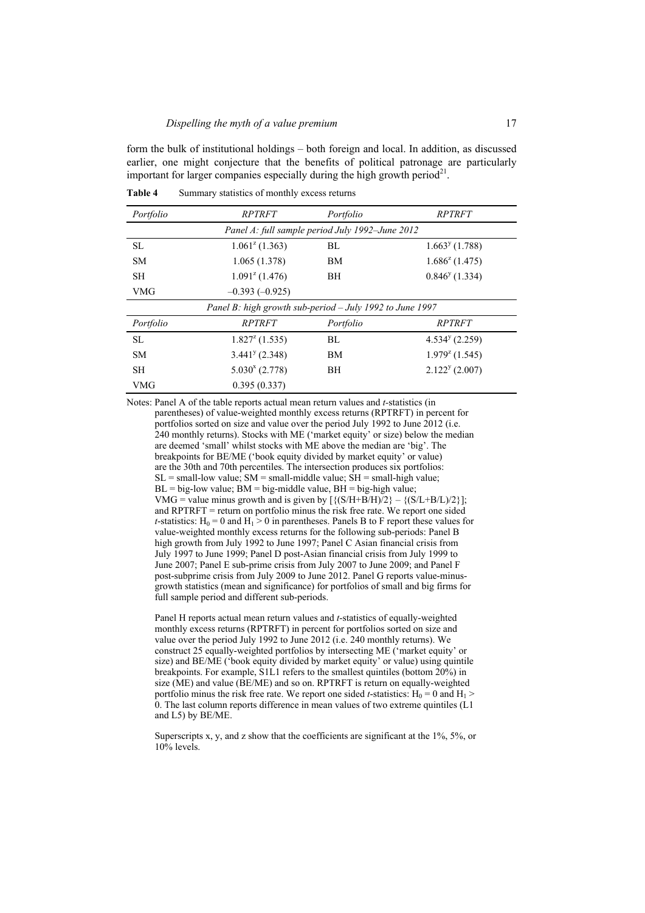form the bulk of institutional holdings – both foreign and local. In addition, as discussed earlier, one might conjecture that the benefits of political patronage are particularly important for larger companies especially during the high growth period[21].

**Table 4** Summary statistics of monthly excess returns

| *Portfolio* | *RPTRFT* | *Portfolio* | *RPTRFT* |
|---|---|---|---|
| *Panel A: full sample period July 1992–June 2012* | | | |
| SL | $1.061^{z}$ (1.363) | BL | $1.663^{y}$ (1.788) |
| SM | 1.065 (1.378) | BM | $1.686^{z}$ (1.475) |
| SH | $1.091^{z}$ (1.476) | BH | $0.846^{y}$ (1.334) |
| VMG | –0.393 (–0.925) | | |
| *Panel B: high growth sub-period – July 1992 to June 1997* | | | |
| *Portfolio* | *RPTRFT* | *Portfolio* | *RPTRFT* |
| SL | $1.827^{z}$ (1.535) | BL | $4.534^{y}$ (2.259) |
| SM | $3.441^{y}$ (2.348) | BM | $1.979^{z}$ (1.545) |
| SH | $5.030^{x}$ (2.778) | BH | $2.122^{y}$ (2.007) |
| VMG | 0.395 (0.337) | | |

Notes: Panel A of the table reports actual mean return values and *t*-statistics (in parentheses) of value-weighted monthly excess returns (RPTRFT) in percent for portfolios sorted on size and value over the period July 1992 to June 2012 (i.e. 240 monthly returns). Stocks with ME ('market equity' or size) below the median are deemed 'small' whilst stocks with ME above the median are 'big'. The breakpoints for BE/ME ('book equity divided by market equity' or value) are the 30th and 70th percentiles. The intersection produces six portfolios: SL = small-low value; SM = small-middle value; SH = small-high value; BL = big-low value; BM = big-middle value, BH = big-high value; VMG = value minus growth and is given by [{(S/H+B/H)/2} – {(S/L+B/L)/2}]; and RPTRFT = return on portfolio minus the risk free rate. We report one sided *t*-statistics: $H_0 = 0$ and $H_1 > 0$ in parentheses. Panels B to F report these values for value-weighted monthly excess returns for the following sub-periods: Panel B high growth from July 1992 to June 1997; Panel C Asian financial crisis from July 1997 to June 1999; Panel D post-Asian financial crisis from July 1999 to June 2007; Panel E sub-prime crisis from July 2007 to June 2009; and Panel F post-subprime crisis from July 2009 to June 2012. Panel G reports value-minus-growth statistics (mean and significance) for portfolios of small and big firms for full sample period and different sub-periods.

Panel H reports actual mean return values and *t*-statistics of equally-weighted monthly excess returns (RPTRFT) in percent for portfolios sorted on size and value over the period July 1992 to June 2012 (i.e. 240 monthly returns). We construct 25 equally-weighted portfolios by intersecting ME ('market equity' or size) and BE/ME ('book equity divided by market equity' or value) using quintile breakpoints. For example, S1L1 refers to the smallest quintiles (bottom 20%) in size (ME) and value (BE/ME) and so on. RPTRFT is return on equally-weighted portfolio minus the risk free rate. We report one sided *t*-statistics: $H_0 = 0$ and $H_1 > 0$. The last column reports difference in mean values of two extreme quintiles (L1 and L5) by BE/ME.

Superscripts x, y, and z show that the coefficients are significant at the 1%, 5%, or 10% levels.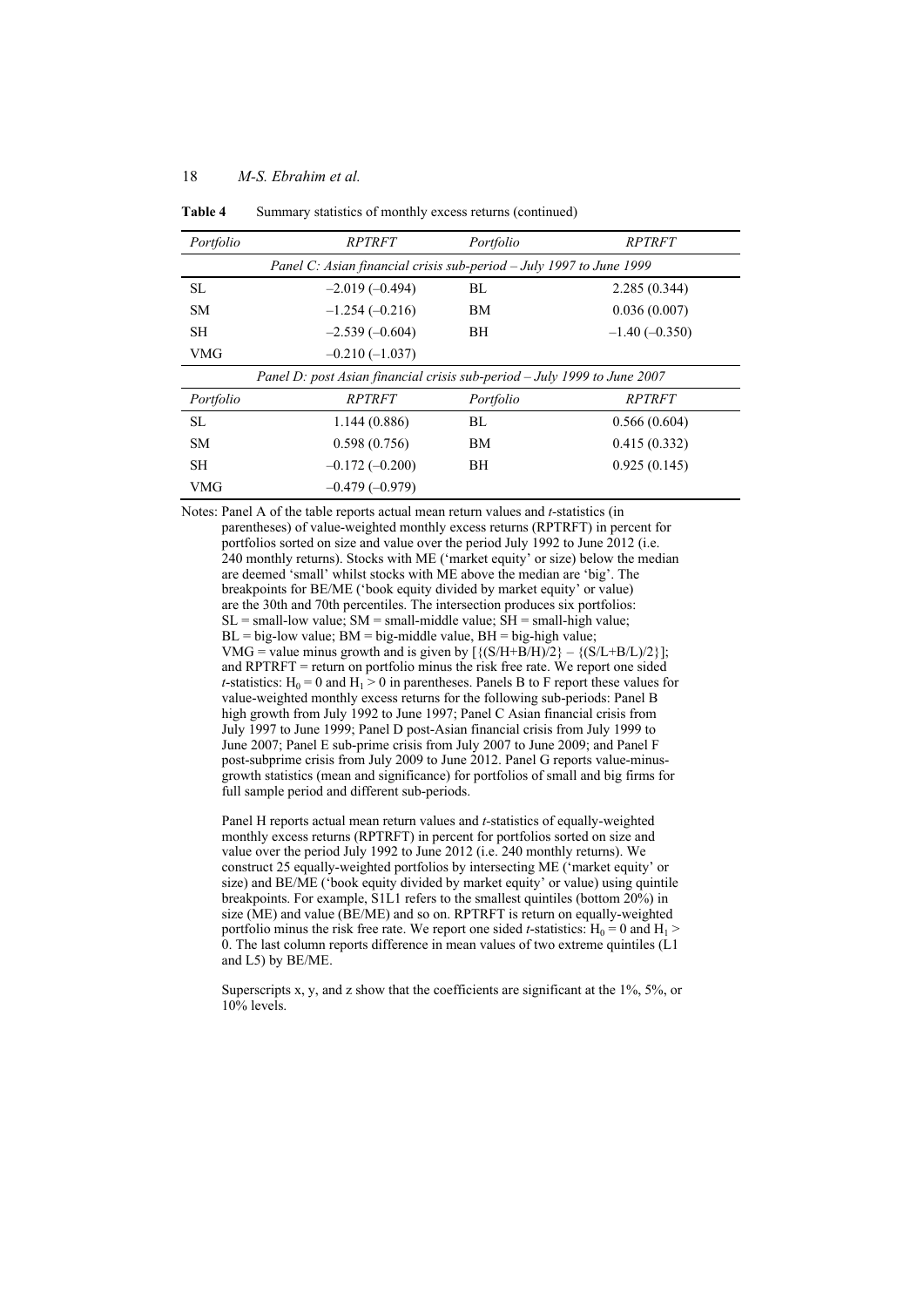**Table 4** Summary statistics of monthly excess returns (continued)

| *Portfolio* | *RPTRFT* | *Portfolio* | *RPTRFT* |
|---|---|---|---|
| *Panel C: Asian financial crisis sub-period – July 1997 to June 1999* | | | |
| SL | –2.019 (–0.494) | BL | 2.285 (0.344) |
| SM | –1.254 (–0.216) | BM | 0.036 (0.007) |
| SH | –2.539 (–0.604) | BH | –1.40 (–0.350) |
| VMG | –0.210 (–1.037) | | |
| *Panel D: post Asian financial crisis sub-period – July 1999 to June 2007* | | | |
| *Portfolio* | *RPTRFT* | *Portfolio* | *RPTRFT* |
| SL | 1.144 (0.886) | BL | 0.566 (0.604) |
| SM | 0.598 (0.756) | BM | 0.415 (0.332) |
| SH | –0.172 (–0.200) | BH | 0.925 (0.145) |
| VMG | –0.479 (–0.979) | | |

Notes: Panel A of the table reports actual mean return values and *t*-statistics (in parentheses) of value-weighted monthly excess returns (RPTRFT) in percent for portfolios sorted on size and value over the period July 1992 to June 2012 (i.e. 240 monthly returns). Stocks with ME ('market equity' or size) below the median are deemed 'small' whilst stocks with ME above the median are 'big'. The breakpoints for BE/ME ('book equity divided by market equity' or value) are the 30th and 70th percentiles. The intersection produces six portfolios: SL = small-low value; SM = small-middle value; SH = small-high value; BL = big-low value; BM = big-middle value, BH = big-high value; VMG = value minus growth and is given by [{(S/H+B/H)/2} – {(S/L+B/L)/2}]; and RPTRFT = return on portfolio minus the risk free rate. We report one sided *t*-statistics: $H_0 = 0$ and $H_1 > 0$ in parentheses. Panels B to F report these values for value-weighted monthly excess returns for the following sub-periods: Panel B high growth from July 1992 to June 1997; Panel C Asian financial crisis from July 1997 to June 1999; Panel D post-Asian financial crisis from July 1999 to June 2007; Panel E sub-prime crisis from July 2007 to June 2009; and Panel F post-subprime crisis from July 2009 to June 2012. Panel G reports value-minus-growth statistics (mean and significance) for portfolios of small and big firms for full sample period and different sub-periods.

Panel H reports actual mean return values and *t*-statistics of equally-weighted monthly excess returns (RPTRFT) in percent for portfolios sorted on size and value over the period July 1992 to June 2012 (i.e. 240 monthly returns). We construct 25 equally-weighted portfolios by intersecting ME ('market equity' or size) and BE/ME ('book equity divided by market equity' or value) using quintile breakpoints. For example, S1L1 refers to the smallest quintiles (bottom 20%) in size (ME) and value (BE/ME) and so on. RPTRFT is return on equally-weighted portfolio minus the risk free rate. We report one sided *t*-statistics: $H_0 = 0$ and $H_1 > 0$. The last column reports difference in mean values of two extreme quintiles (L1 and L5) by BE/ME.

Superscripts x, y, and z show that the coefficients are significant at the 1%, 5%, or 10% levels.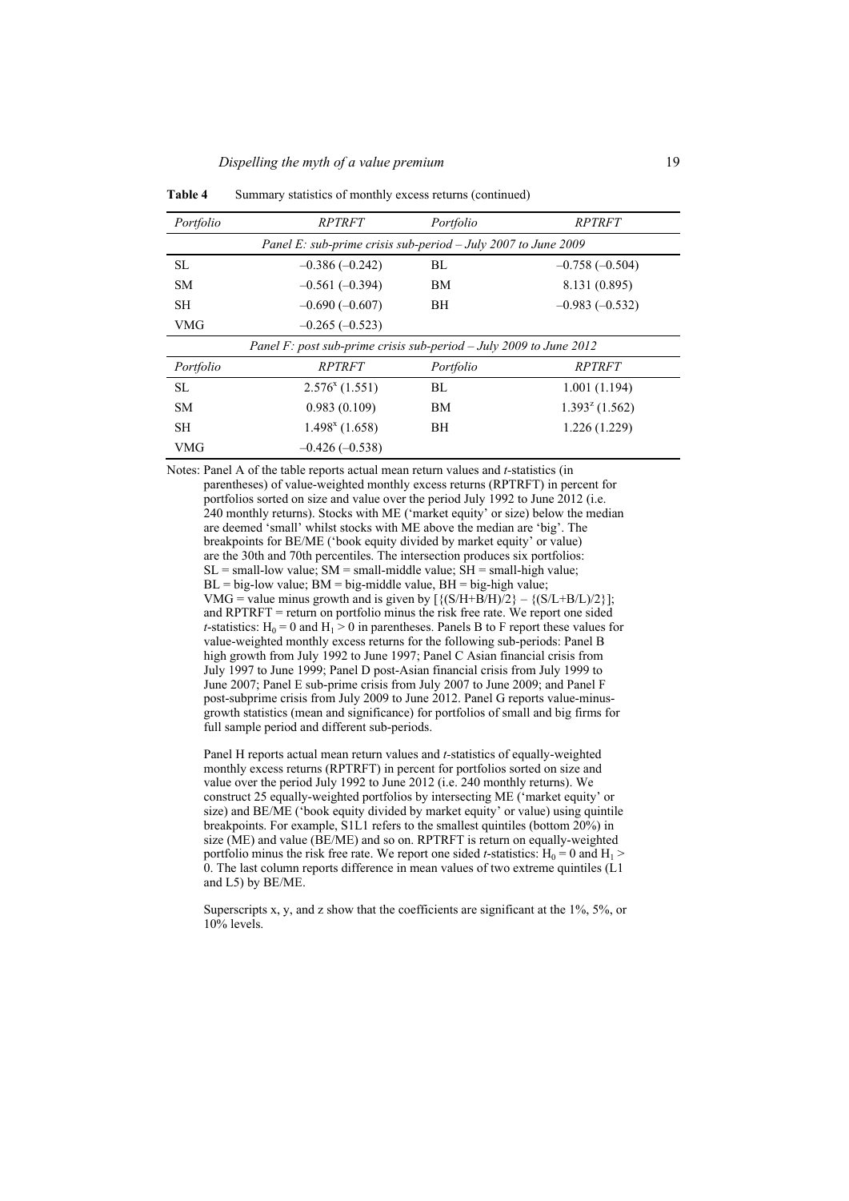**Table 4** Summary statistics of monthly excess returns (continued)

| *Portfolio* | *RPTRFT* | *Portfolio* | *RPTRFT* |
|---|---|---|---|
| *Panel E: sub-prime crisis sub-period – July 2007 to June 2009* | | | |
| SL | –0.386 (–0.242) | BL | –0.758 (–0.504) |
| SM | –0.561 (–0.394) | BM | 8.131 (0.895) |
| SH | –0.690 (–0.607) | BH | –0.983 (–0.532) |
| VMG | –0.265 (–0.523) | | |
| *Panel F: post sub-prime crisis sub-period – July 2009 to June 2012* | | | |
| *Portfolio* | *RPTRFT* | *Portfolio* | *RPTRFT* |
| SL | $2.576^{x}$ (1.551) | BL | 1.001 (1.194) |
| SM | 0.983 (0.109) | BM | $1.393^{z}$ (1.562) |
| SH | $1.498^{x}$ (1.658) | BH | 1.226 (1.229) |
| VMG | –0.426 (–0.538) | | |

Notes: Panel A of the table reports actual mean return values and *t*-statistics (in parentheses) of value-weighted monthly excess returns (RPTRFT) in percent for portfolios sorted on size and value over the period July 1992 to June 2012 (i.e. 240 monthly returns). Stocks with ME ('market equity' or size) below the median are deemed 'small' whilst stocks with ME above the median are 'big'. The breakpoints for BE/ME ('book equity divided by market equity' or value) are the 30th and 70th percentiles. The intersection produces six portfolios: SL = small-low value; SM = small-middle value; SH = small-high value; BL = big-low value; BM = big-middle value, BH = big-high value; VMG = value minus growth and is given by $[\{(S/H+B/H)/2\} - \{(S/L+B/L)/2\}]$; and RPTRFT = return on portfolio minus the risk free rate. We report one sided *t*-statistics: $H_0 = 0$ and $H_1 > 0$ in parentheses. Panels B to F report these values for value-weighted monthly excess returns for the following sub-periods: Panel B high growth from July 1992 to June 1997; Panel C Asian financial crisis from July 1997 to June 1999; Panel D post-Asian financial crisis from July 1999 to June 2007; Panel E sub-prime crisis from July 2007 to June 2009; and Panel F post-subprime crisis from July 2009 to June 2012. Panel G reports value-minus-growth statistics (mean and significance) for portfolios of small and big firms for full sample period and different sub-periods.

Panel H reports actual mean return values and *t*-statistics of equally-weighted monthly excess returns (RPTRFT) in percent for portfolios sorted on size and value over the period July 1992 to June 2012 (i.e. 240 monthly returns). We construct 25 equally-weighted portfolios by intersecting ME ('market equity' or size) and BE/ME ('book equity divided by market equity' or value) using quintile breakpoints. For example, S1L1 refers to the smallest quintiles (bottom 20%) in size (ME) and value (BE/ME) and so on. RPTRFT is return on equally-weighted portfolio minus the risk free rate. We report one sided *t*-statistics: $H_0 = 0$ and $H_1 > 0$. The last column reports difference in mean values of two extreme quintiles (L1 and L5) by BE/ME.

Superscripts x, y, and z show that the coefficients are significant at the 1%, 5%, or 10% levels.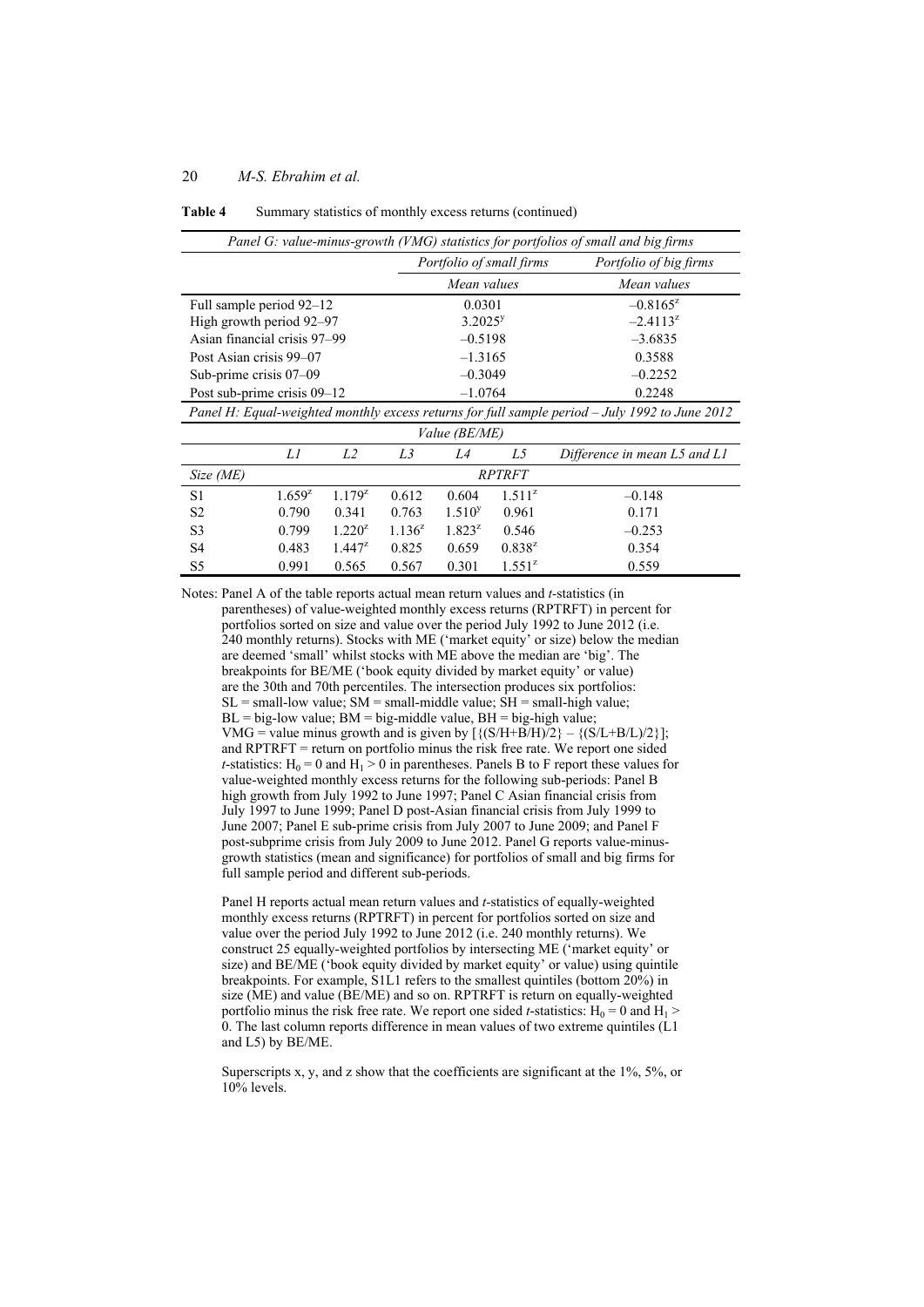**Table 4** Summary statistics of monthly excess returns (continued)

*Panel G: value-minus-growth (VMG) statistics for portfolios of small and big firms*

| | Portfolio of small firms | Portfolio of big firms |
|---|---|---|
| | *Mean values* | *Mean values* |
| Full sample period 92–12 | 0.0301 | $-0.8165^{z}$ |
| High growth period 92–97 | $3.2025^{y}$ | $-2.4113^{z}$ |
| Asian financial crisis 97–99 | –0.5198 | –3.6835 |
| Post Asian crisis 99–07 | –1.3165 | 0.3588 |
| Sub-prime crisis 07–09 | –0.3049 | –0.2252 |
| Post sub-prime crisis 09–12 | –1.0764 | 0.2248 |

*Panel H: Equal-weighted monthly excess returns for full sample period – July 1992 to June 2012*

| | *Value (BE/ME)* | | | | | |
|---|---|---|---|---|---|---|
| | *L1* | *L2* | *L3* | *L4* | *L5* | *Difference in mean L5 and L1* |
| *Size (ME)* | | | | *RPTRFT* | | |
| S1 | $1.659^{z}$ | $1.179^{z}$ | 0.612 | 0.604 | $1.511^{z}$ | –0.148 |
| S2 | 0.790 | 0.341 | 0.763 | $1.510^{y}$ | 0.961 | 0.171 |
| S3 | 0.799 | $1.220^{z}$ | $1.136^{z}$ | $1.823^{z}$ | 0.546 | –0.253 |
| S4 | 0.483 | $1.447^{z}$ | 0.825 | 0.659 | $0.838^{z}$ | 0.354 |
| S5 | 0.991 | 0.565 | 0.567 | 0.301 | $1.551^{z}$ | 0.559 |

Notes: Panel A of the table reports actual mean return values and *t*-statistics (in parentheses) of value-weighted monthly excess returns (RPTRFT) in percent for portfolios sorted on size and value over the period July 1992 to June 2012 (i.e. 240 monthly returns). Stocks with ME ('market equity' or size) below the median are deemed 'small' whilst stocks with ME above the median are 'big'. The breakpoints for BE/ME ('book equity divided by market equity' or value) are the 30th and 70th percentiles. The intersection produces six portfolios: SL = small-low value; SM = small-middle value; SH = small-high value; BL = big-low value; BM = big-middle value, BH = big-high value; VMG = value minus growth and is given by [{(S/H+B/H)/2} – {(S/L+B/L)/2}]; and RPTRFT = return on portfolio minus the risk free rate. We report one sided *t*-statistics: $H_0 = 0$ and $H_1 > 0$ in parentheses. Panels B to F report these values for value-weighted monthly excess returns for the following sub-periods: Panel B high growth from July 1992 to June 1997; Panel C Asian financial crisis from July 1997 to June 1999; Panel D post-Asian financial crisis from July 1999 to June 2007; Panel E sub-prime crisis from July 2007 to June 2009; and Panel F post-subprime crisis from July 2009 to June 2012. Panel G reports value-minus-growth statistics (mean and significance) for portfolios of small and big firms for full sample period and different sub-periods.

Panel H reports actual mean return values and *t*-statistics of equally-weighted monthly excess returns (RPTRFT) in percent for portfolios sorted on size and value over the period July 1992 to June 2012 (i.e. 240 monthly returns). We construct 25 equally-weighted portfolios by intersecting ME ('market equity' or size) and BE/ME ('book equity divided by market equity' or value) using quintile breakpoints. For example, S1L1 refers to the smallest quintiles (bottom 20%) in size (ME) and value (BE/ME) and so on. RPTRFT is return on equally-weighted portfolio minus the risk free rate. We report one sided *t*-statistics: $H_0 = 0$ and $H_1 > 0$. The last column reports difference in mean values of two extreme quintiles (L1 and L5) by BE/ME.

Superscripts x, y, and z show that the coefficients are significant at the 1%, 5%, or 10% levels.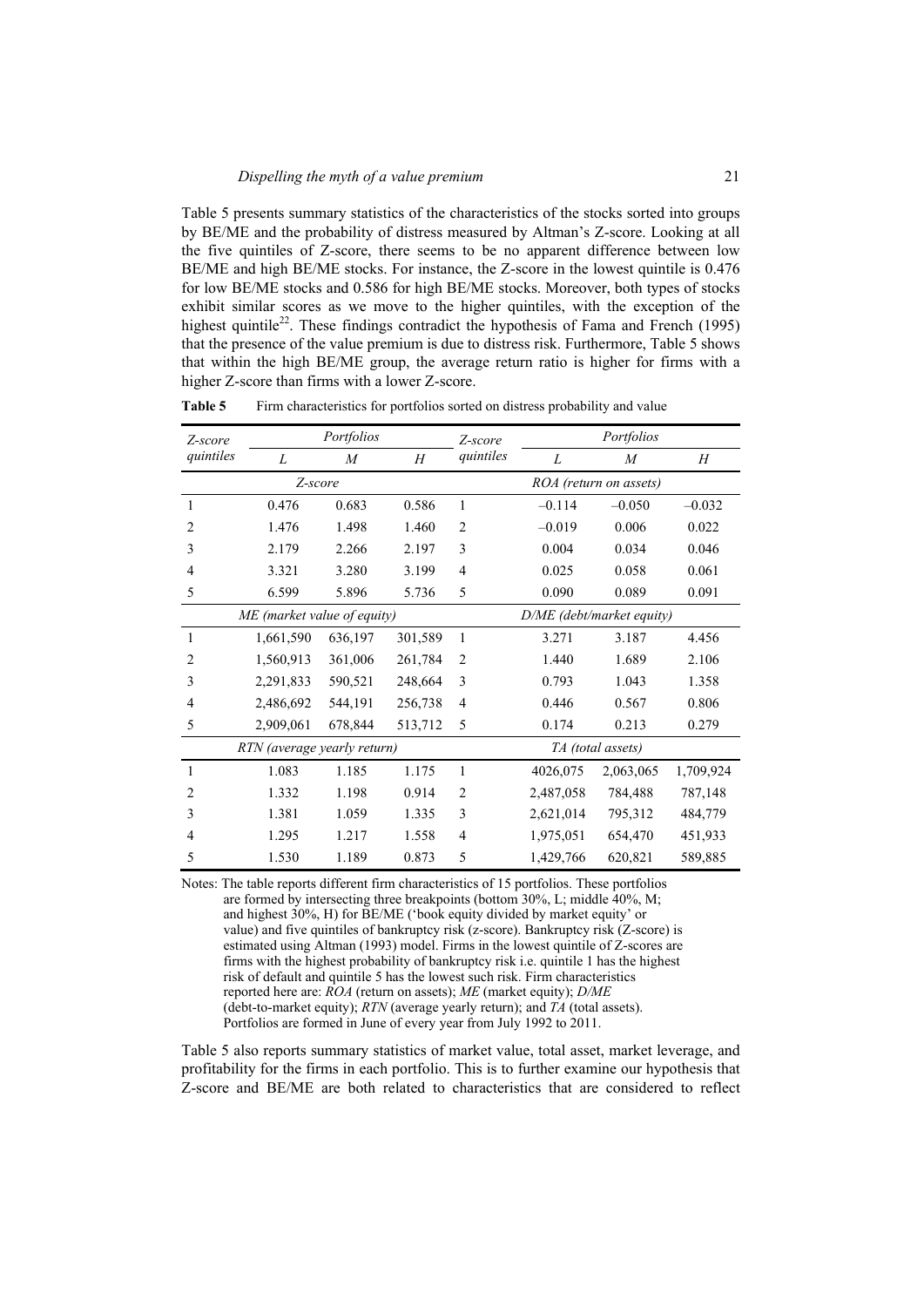Table 5 presents summary statistics of the characteristics of the stocks sorted into groups by BE/ME and the probability of distress measured by Altman's Z-score. Looking at all the five quintiles of Z-score, there seems to be no apparent difference between low BE/ME and high BE/ME stocks. For instance, the Z-score in the lowest quintile is 0.476 for low BE/ME stocks and 0.586 for high BE/ME stocks. Moreover, both types of stocks exhibit similar scores as we move to the higher quintiles, with the exception of the highest quintile[22]. These findings contradict the hypothesis of Fama and French (1995) that the presence of the value premium is due to distress risk. Furthermore, Table 5 shows that within the high BE/ME group, the average return ratio is higher for firms with a higher Z-score than firms with a lower Z-score.

**Table 5** Firm characteristics for portfolios sorted on distress probability and value

| *Z-score quintiles* | *Portfolios* | | | *Z-score quintiles* | *Portfolios* | | |
|---|---|---|---|---|---|---|---|
| | *L* | *M* | *H* | | *L* | *M* | *H* |
| | *Z-score* | | | | *ROA (return on assets)* | | |
| 1 | 0.476 | 0.683 | 0.586 | 1 | –0.114 | –0.050 | –0.032 |
| 2 | 1.476 | 1.498 | 1.460 | 2 | –0.019 | 0.006 | 0.022 |
| 3 | 2.179 | 2.266 | 2.197 | 3 | 0.004 | 0.034 | 0.046 |
| 4 | 3.321 | 3.280 | 3.199 | 4 | 0.025 | 0.058 | 0.061 |
| 5 | 6.599 | 5.896 | 5.736 | 5 | 0.090 | 0.089 | 0.091 |
| | *ME (market value of equity)* | | | | *D/ME (debt/market equity)* | | |
| 1 | 1,661,590 | 636,197 | 301,589 | 1 | 3.271 | 3.187 | 4.456 |
| 2 | 1,560,913 | 361,006 | 261,784 | 2 | 1.440 | 1.689 | 2.106 |
| 3 | 2,291,833 | 590,521 | 248,664 | 3 | 0.793 | 1.043 | 1.358 |
| 4 | 2,486,692 | 544,191 | 256,738 | 4 | 0.446 | 0.567 | 0.806 |
| 5 | 2,909,061 | 678,844 | 513,712 | 5 | 0.174 | 0.213 | 0.279 |
| | *RTN (average yearly return)* | | | | *TA (total assets)* | | |
| 1 | 1.083 | 1.185 | 1.175 | 1 | 4026,075 | 2,063,065 | 1,709,924 |
| 2 | 1.332 | 1.198 | 0.914 | 2 | 2,487,058 | 784,488 | 787,148 |
| 3 | 1.381 | 1.059 | 1.335 | 3 | 2,621,014 | 795,312 | 484,779 |
| 4 | 1.295 | 1.217 | 1.558 | 4 | 1,975,051 | 654,470 | 451,933 |
| 5 | 1.530 | 1.189 | 0.873 | 5 | 1,429,766 | 620,821 | 589,885 |

Notes: The table reports different firm characteristics of 15 portfolios. These portfolios are formed by intersecting three breakpoints (bottom 30%, L; middle 40%, M; and highest 30%, H) for BE/ME ('book equity divided by market equity' or value) and five quintiles of bankruptcy risk (z-score). Bankruptcy risk (Z-score) is estimated using Altman (1993) model. Firms in the lowest quintile of Z-scores are firms with the highest probability of bankruptcy risk i.e. quintile 1 has the highest risk of default and quintile 5 has the lowest such risk. Firm characteristics reported here are: *ROA* (return on assets); *ME* (market equity); *D/ME* (debt-to-market equity); *RTN* (average yearly return); and *TA* (total assets). Portfolios are formed in June of every year from July 1992 to 2011.

Table 5 also reports summary statistics of market value, total asset, market leverage, and profitability for the firms in each portfolio. This is to further examine our hypothesis that Z-score and BE/ME are both related to characteristics that are considered to reflect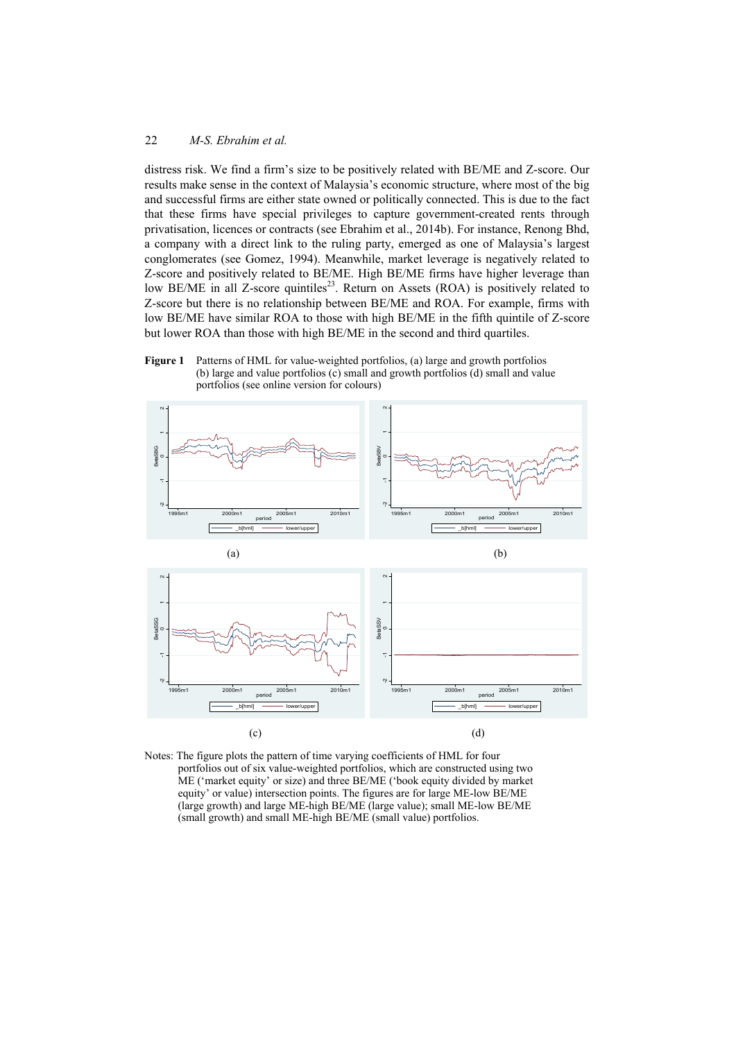distress risk. We find a firm's size to be positively related with BE/ME and Z-score. Our results make sense in the context of Malaysia's economic structure, where most of the big and successful firms are either state owned or politically connected. This is due to the fact that these firms have special privileges to capture government-created rents through privatisation, licences or contracts (see Ebrahim et al., 2014b). For instance, Renong Bhd, a company with a direct link to the ruling party, emerged as one of Malaysia's largest conglomerates (see Gomez, 1994). Meanwhile, market leverage is negatively related to Z-score and positively related to BE/ME. High BE/ME firms have higher leverage than low BE/ME in all Z-score quintiles[23]. Return on Assets (ROA) is positively related to Z-score but there is no relationship between BE/ME and ROA. For example, firms with low BE/ME have similar ROA to those with high BE/ME in the fifth quintile of Z-score but lower ROA than those with high BE/ME in the second and third quartiles.

**Figure 1** Patterns of HML for value-weighted portfolios, (a) large and growth portfolios (b) large and value portfolios (c) small and growth portfolios (d) small and value portfolios (see online version for colours)

(a)
BetaBSG
2
1
0
-1
-2
1995m1
2000m1
2005m1
2010m1
period
_b[hml]
lower/upper

(b)
BetaBV
2
1
0
-1
-2
1995m1
2000m1
2005m1
2010m1
period
_b[hml]
lower/upper

(c)
BetaSSG
2
1
0
-1
-2
1995m1
2000m1
2005m1
2010m1
period
_b[hml]
lower/upper

(d)
BetaSSV
2
1
0
-1
-2
1995m1
2000m1
2005m1
2010m1
period
_b[hml]
lower/upper

Notes: The figure plots the pattern of time varying coefficients of HML for four portfolios out of six value-weighted portfolios, which are constructed using two ME ('market equity' or size) and three BE/ME ('book equity divided by market equity' or value) intersection points. The figures are for large ME-low BE/ME (large growth) and large ME-high BE/ME (large value); small ME-low BE/ME (small growth) and small ME-high BE/ME (small value) portfolios.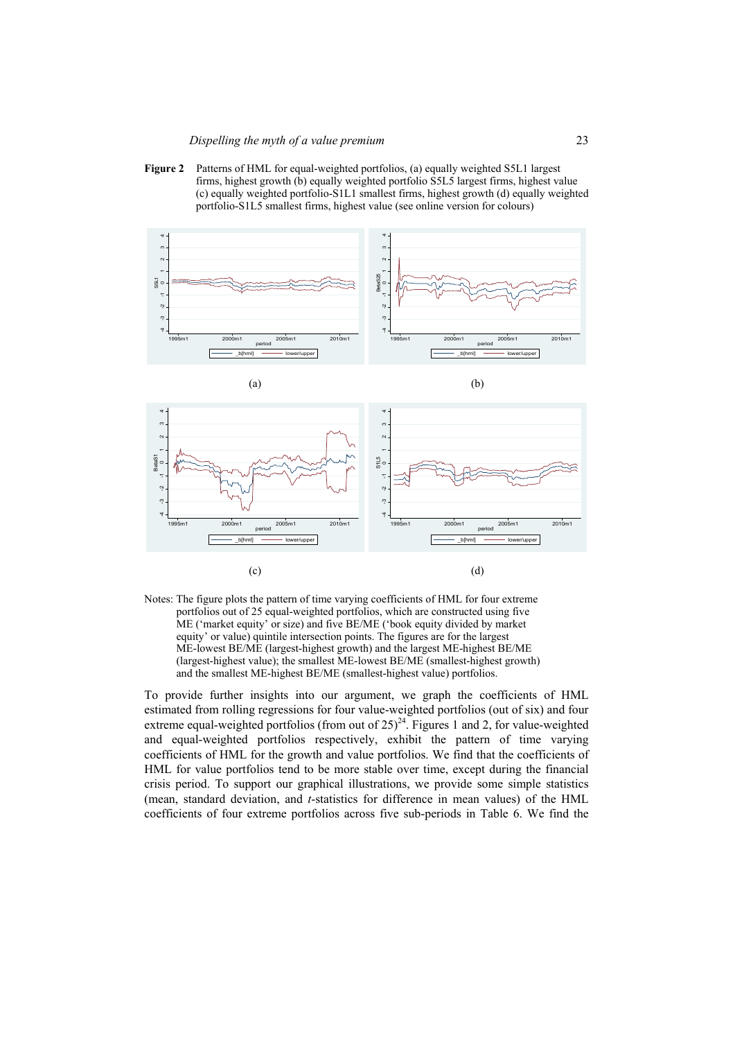**Figure 2** Patterns of HML for equal-weighted portfolios, (a) equally weighted S5L1 largest firms, highest growth (b) equally weighted portfolio S5L5 largest firms, highest value (c) equally weighted portfolio-S1L1 smallest firms, highest growth (d) equally weighted portfolio-S1L5 smallest firms, highest value (see online version for colours)

4
3
2
1
0
-1
-2
-3
-4
S5L1
1995m1
2000m1
2005m1
2010m1
period
_b[hml]
lower/upper

(a)

4
3
2
1
0
-1
-2
-3
-4
BetaS25
1995m1
2000m1
2005m1
2010m1
period
_b[hml]
lower/upper

(b)

4
3
2
1
0
-1
-2
-3
-4
BetaS1
1995m1
2000m1
2005m1
2010m1
period
_b[hml]
lower/upper

(c)

4
3
2
1
0
-1
-2
-3
-4
S1L5
1995m1
2000m1
2005m1
2010m1
period
_b[hml]
lower/upper

(d)

Notes: The figure plots the pattern of time varying coefficients of HML for four extreme portfolios out of 25 equal-weighted portfolios, which are constructed using five ME ('market equity' or size) and five BE/ME ('book equity divided by market equity' or value) quintile intersection points. The figures are for the largest ME-lowest BE/ME (largest-highest growth) and the largest ME-highest BE/ME (largest-highest value); the smallest ME-lowest BE/ME (smallest-highest growth) and the smallest ME-highest BE/ME (smallest-highest value) portfolios.

To provide further insights into our argument, we graph the coefficients of HML estimated from rolling regressions for four value-weighted portfolios (out of six) and four extreme equal-weighted portfolios (from out of 25)[24]. Figures 1 and 2, for value-weighted and equal-weighted portfolios respectively, exhibit the pattern of time varying coefficients of HML for the growth and value portfolios. We find that the coefficients of HML for value portfolios tend to be more stable over time, except during the financial crisis period. To support our graphical illustrations, we provide some simple statistics (mean, standard deviation, and *t*-statistics for difference in mean values) of the HML coefficients of four extreme portfolios across five sub-periods in Table 6. We find the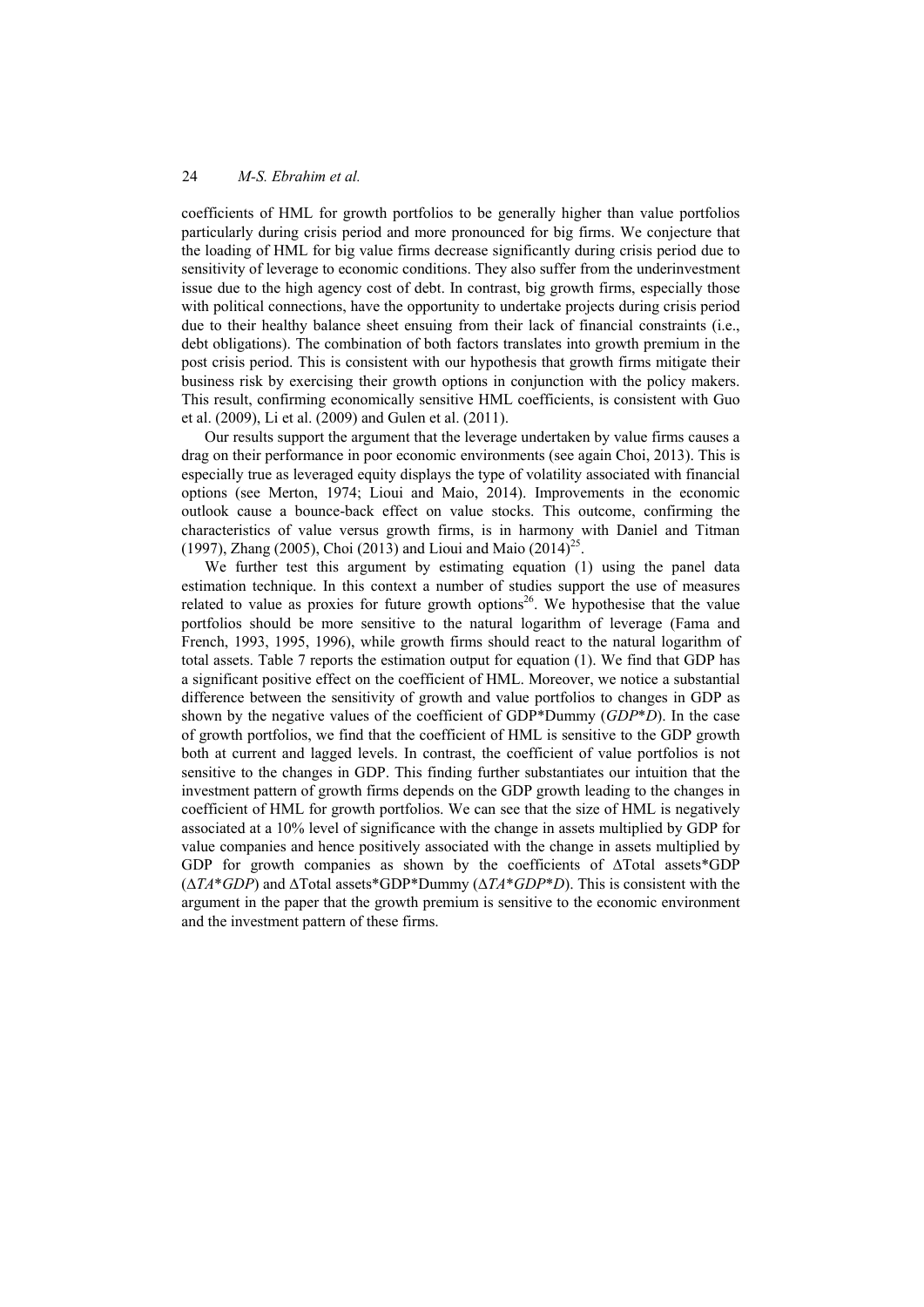coefficients of HML for growth portfolios to be generally higher than value portfolios particularly during crisis period and more pronounced for big firms. We conjecture that the loading of HML for big value firms decrease significantly during crisis period due to sensitivity of leverage to economic conditions. They also suffer from the underinvestment issue due to the high agency cost of debt. In contrast, big growth firms, especially those with political connections, have the opportunity to undertake projects during crisis period due to their healthy balance sheet ensuing from their lack of financial constraints (i.e., debt obligations). The combination of both factors translates into growth premium in the post crisis period. This is consistent with our hypothesis that growth firms mitigate their business risk by exercising their growth options in conjunction with the policy makers. This result, confirming economically sensitive HML coefficients, is consistent with Guo et al. (2009), Li et al. (2009) and Gulen et al. (2011).

Our results support the argument that the leverage undertaken by value firms causes a drag on their performance in poor economic environments (see again Choi, 2013). This is especially true as leveraged equity displays the type of volatility associated with financial options (see Merton, 1974; Lioui and Maio, 2014). Improvements in the economic outlook cause a bounce-back effect on value stocks. This outcome, confirming the characteristics of value versus growth firms, is in harmony with Daniel and Titman (1997), Zhang (2005), Choi (2013) and Lioui and Maio (2014)[25].

We further test this argument by estimating equation (1) using the panel data estimation technique. In this context a number of studies support the use of measures related to value as proxies for future growth options[26]. We hypothesise that the value portfolios should be more sensitive to the natural logarithm of leverage (Fama and French, 1993, 1995, 1996), while growth firms should react to the natural logarithm of total assets. Table 7 reports the estimation output for equation (1). We find that GDP has a significant positive effect on the coefficient of HML. Moreover, we notice a substantial difference between the sensitivity of growth and value portfolios to changes in GDP as shown by the negative values of the coefficient of GDP*Dummy (*GDP*D*). In the case of growth portfolios, we find that the coefficient of HML is sensitive to the GDP growth both at current and lagged levels. In contrast, the coefficient of value portfolios is not sensitive to the changes in GDP. This finding further substantiates our intuition that the investment pattern of growth firms depends on the GDP growth leading to the changes in coefficient of HML for growth portfolios. We can see that the size of HML is negatively associated at a 10% level of significance with the change in assets multiplied by GDP for value companies and hence positively associated with the change in assets multiplied by GDP for growth companies as shown by the coefficients of ΔTotal assets*GDP ($\Delta TA*GDP$) and ΔTotal assets*GDP*Dummy ($\Delta TA*GDP*D$). This is consistent with the argument in the paper that the growth premium is sensitive to the economic environment and the investment pattern of these firms.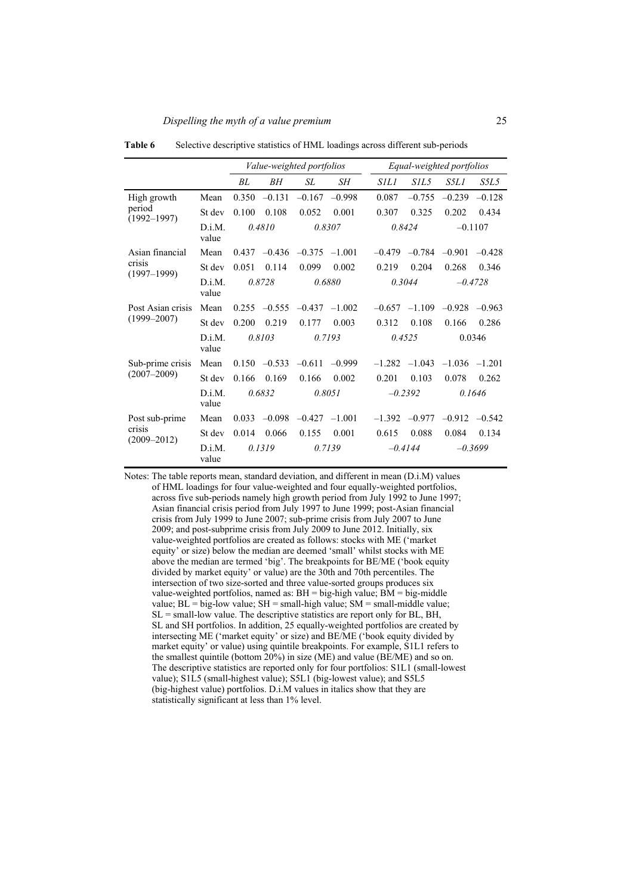**Table 6** Selective descriptive statistics of HML loadings across different sub-periods

| | | *Value-weighted portfolios* | | | | *Equal-weighted portfolios* | | | |
|---|---|---|---|---|---|---|---|---|---|
| | | *BL* | *BH* | *SL* | *SH* | *S1L1* | *S1L5* | *S5L1* | *S5L5* |
| High growth period (1992–1997) | Mean | 0.350 | –0.131 | –0.167 | –0.998 | 0.087 | –0.755 | –0.239 | –0.128 |
| | St dev | 0.100 | 0.108 | 0.052 | 0.001 | 0.307 | 0.325 | 0.202 | 0.434 |
| | D.i.M. value | *0.4810* | | *0.8307* | | *0.8424* | | –0.1107 | |
| Asian financial crisis (1997–1999) | Mean | 0.437 | –0.436 | –0.375 | –1.001 | –0.479 | –0.784 | –0.901 | –0.428 |
| | St dev | 0.051 | 0.114 | 0.099 | 0.002 | 0.219 | 0.204 | 0.268 | 0.346 |
| | D.i.M. value | *0.8728* | | *0.6880* | | *0.3044* | | *–0.4728* | |
| Post Asian crisis (1999–2007) | Mean | 0.255 | –0.555 | –0.437 | –1.002 | –0.657 | –1.109 | –0.928 | –0.963 |
| | St dev | 0.200 | 0.219 | 0.177 | 0.003 | 0.312 | 0.108 | 0.166 | 0.286 |
| | D.i.M. value | *0.8103* | | *0.7193* | | *0.4525* | | 0.0346 | |
| Sub-prime crisis (2007–2009) | Mean | 0.150 | –0.533 | –0.611 | –0.999 | –1.282 | –1.043 | –1.036 | –1.201 |
| | St dev | 0.166 | 0.169 | 0.166 | 0.002 | 0.201 | 0.103 | 0.078 | 0.262 |
| | D.i.M. value | *0.6832* | | *0.8051* | | *–0.2392* | | *0.1646* | |
| Post sub-prime crisis (2009–2012) | Mean | 0.033 | –0.098 | –0.427 | –1.001 | –1.392 | –0.977 | –0.912 | –0.542 |
| | St dev | 0.014 | 0.066 | 0.155 | 0.001 | 0.615 | 0.088 | 0.084 | 0.134 |
| | D.i.M. value | *0.1319* | | *0.7139* | | *–0.4144* | | *–0.3699* | |

Notes: The table reports mean, standard deviation, and different in mean (D.i.M) values of HML loadings for four value-weighted and four equally-weighted portfolios, across five sub-periods namely high growth period from July 1992 to June 1997; Asian financial crisis period from July 1997 to June 1999; post-Asian financial crisis from July 1999 to June 2007; sub-prime crisis from July 2007 to June 2009; and post-subprime crisis from July 2009 to June 2012. Initially, six value-weighted portfolios are created as follows: stocks with ME ('market equity' or size) below the median are deemed 'small' whilst stocks with ME above the median are termed 'big'. The breakpoints for BE/ME ('book equity divided by market equity' or value) are the 30th and 70th percentiles. The intersection of two size-sorted and three value-sorted groups produces six value-weighted portfolios, named as: BH = big-high value; BM = big-middle value; BL = big-low value; SH = small-high value; SM = small-middle value; SL = small-low value. The descriptive statistics are report only for BL, BH, SL and SH portfolios. In addition, 25 equally-weighted portfolios are created by intersecting ME ('market equity' or size) and BE/ME ('book equity divided by market equity' or value) using quintile breakpoints. For example, S1L1 refers to the smallest quintile (bottom 20%) in size (ME) and value (BE/ME) and so on. The descriptive statistics are reported only for four portfolios: S1L1 (small-lowest value); S1L5 (small-highest value); S5L1 (big-lowest value); and S5L5 (big-highest value) portfolios. D.i.M values in italics show that they are statistically significant at less than 1% level.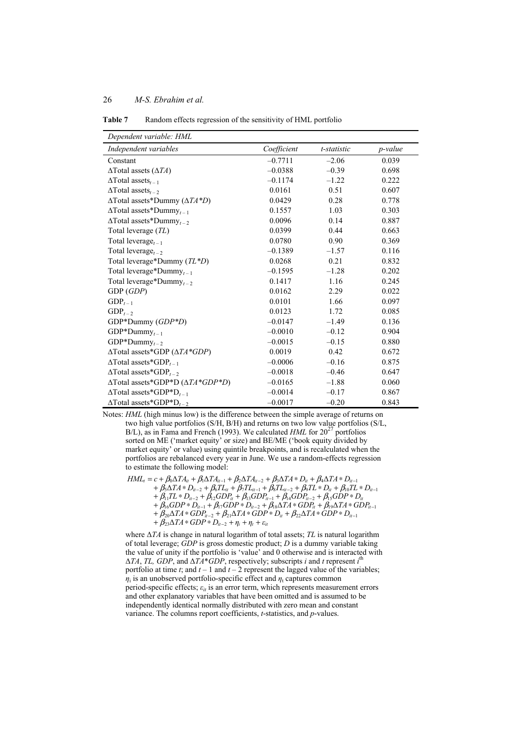**Table 7** Random effects regression of the sensitivity of HML portfolio

| *Dependent variable: HML* | | | |
|---|---|---|---|
| *Independent variables* | *Coefficient* | *t-statistic* | *p-value* |
| Constant | –0.7711 | –2.06 | 0.039 |
| ΔTotal assets (Δ*TA*) | –0.0388 | –0.39 | 0.698 |
| ΔTotal assets$_{t-1}$ | –0.1174 | –1.22 | 0.222 |
| ΔTotal assets$_{t-2}$ | 0.0161 | 0.51 | 0.607 |
| ΔTotal assets*Dummy (Δ*TA*D*) | 0.0429 | 0.28 | 0.778 |
| ΔTotal assets*Dummy$_{t-1}$ | 0.1557 | 1.03 | 0.303 |
| ΔTotal assets*Dummy$_{t-2}$ | 0.0096 | 0.14 | 0.887 |
| Total leverage (*TL*) | 0.0399 | 0.44 | 0.663 |
| Total leverage$_{t-1}$ | 0.0780 | 0.90 | 0.369 |
| Total leverage$_{t-2}$ | –0.1389 | –1.57 | 0.116 |
| Total leverage*Dummy (*TL*D*) | 0.0268 | 0.21 | 0.832 |
| Total leverage*Dummy$_{t-1}$ | –0.1595 | –1.28 | 0.202 |
| Total leverage*Dummy$_{t-2}$ | 0.1417 | 1.16 | 0.245 |
| GDP (*GDP*) | 0.0162 | 2.29 | 0.022 |
| GDP$_{t-1}$ | 0.0101 | 1.66 | 0.097 |
| GDP$_{t-2}$ | 0.0123 | 1.72 | 0.085 |
| GDP*Dummy (*GDP*D*) | –0.0147 | –1.49 | 0.136 |
| GDP*Dummy$_{t-1}$ | –0.0010 | –0.12 | 0.904 |
| GDP*Dummy$_{t-2}$ | –0.0015 | –0.15 | 0.880 |
| ΔTotal assets*GDP (Δ*TA*GDP*) | 0.0019 | 0.42 | 0.672 |
| ΔTotal assets*GDP$_{t-1}$ | –0.0006 | –0.16 | 0.875 |
| ΔTotal assets*GDP$_{t-2}$ | –0.0018 | –0.46 | 0.647 |
| ΔTotal assets*GDP*D (Δ*TA*GDP*D*) | –0.0165 | –1.88 | 0.060 |
| ΔTotal assets*GDP*D$_{t-1}$ | –0.0014 | –0.17 | 0.867 |
| ΔTotal assets*GDP*D$_{t-2}$ | –0.0017 | –0.20 | 0.843 |

Notes: *HML* (high minus low) is the difference between the simple average of returns on two high value portfolios (S/H, B/H) and returns on two low value portfolios (S/L, B/L), as in Fama and French (1993). We calculated *HML* for $20^{27}$ portfolios sorted on ME ('market equity' or size) and BE/ME ('book equity divided by market equity' or value) using quintile breakpoints, and is recalculated when the portfolios are rebalanced every year in June. We use a random-effects regression to estimate the following model:

$$\begin{aligned} HML_t = {} & c + \beta_0 \Delta TA_{it} + \beta_1 \Delta TA_{it-1} + \beta_2 \Delta TA_{it-2} + \beta_3 \Delta TA * D_{it} + \beta_4 \Delta TA * D_{it-1} \\ & + \beta_5 \Delta TA * D_{it-2} + \beta_6 TL_{it} + \beta_7 TL_{it-1} + \beta_8 TL_{it-2} + \beta_9 TL * D_{it} + \beta_{10} TL * D_{it-1} \\ & + \beta_{11} TL * D_{it-2} + \beta_{12} GDP_{it} + \beta_{13} GDP_{it-1} + \beta_{14} GDP_{it-2} + \beta_{15} GDP * D_{it} \\ & + \beta_{16} GDP * D_{it-1} + \beta_{17} GDP * D_{it-2} + \beta_{18} \Delta TA * GDP_{it} + \beta_{19} \Delta TA * GDP_{it-1} \\ & + \beta_{20} \Delta TA * GDP_{it-2} + \beta_{21} \Delta TA * GDP * D_{it} + \beta_{22} \Delta TA * GDP * D_{it-1} \\ & + \beta_{23} \Delta TA * GDP * D_{it-2} + \eta_i + \eta_t + \varepsilon_{it} \end{aligned}$$

where $\Delta TA$ is change in natural logarithm of total assets; *TL* is natural logarithm of total leverage; *GDP* is gross domestic product; *D* is a dummy variable taking the value of unity if the portfolio is 'value' and 0 otherwise and is interacted with $\Delta TA$, *TL*, *GDP*, and $\Delta TA$*$GDP$, respectively; subscripts *i* and *t* represent $i^{\text{th}}$ portfolio at time *t*; and $t-1$ and $t-2$ represent the lagged value of the variables; $\eta_i$ is an unobserved portfolio-specific effect and $\eta_t$ captures common period-specific effects; $\varepsilon_{it}$ is an error term, which represents measurement errors and other explanatory variables that have been omitted and is assumed to be independently identical normally distributed with zero mean and constant variance. The columns report coefficients, *t*-statistics, and *p*-values.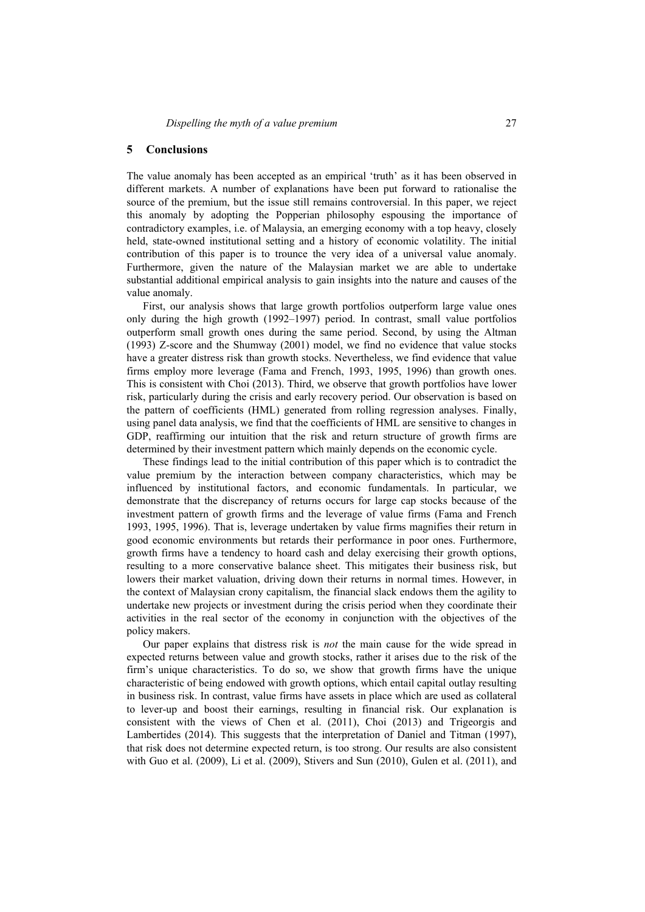## 5 Conclusions

The value anomaly has been accepted as an empirical 'truth' as it has been observed in different markets. A number of explanations have been put forward to rationalise the source of the premium, but the issue still remains controversial. In this paper, we reject this anomaly by adopting the Popperian philosophy espousing the importance of contradictory examples, i.e. of Malaysia, an emerging economy with a top heavy, closely held, state-owned institutional setting and a history of economic volatility. The initial contribution of this paper is to trounce the very idea of a universal value anomaly. Furthermore, given the nature of the Malaysian market we are able to undertake substantial additional empirical analysis to gain insights into the nature and causes of the value anomaly.

First, our analysis shows that large growth portfolios outperform large value ones only during the high growth (1992–1997) period. In contrast, small value portfolios outperform small growth ones during the same period. Second, by using the Altman (1993) Z-score and the Shumway (2001) model, we find no evidence that value stocks have a greater distress risk than growth stocks. Nevertheless, we find evidence that value firms employ more leverage (Fama and French, 1993, 1995, 1996) than growth ones. This is consistent with Choi (2013). Third, we observe that growth portfolios have lower risk, particularly during the crisis and early recovery period. Our observation is based on the pattern of coefficients (HML) generated from rolling regression analyses. Finally, using panel data analysis, we find that the coefficients of HML are sensitive to changes in GDP, reaffirming our intuition that the risk and return structure of growth firms are determined by their investment pattern which mainly depends on the economic cycle.

These findings lead to the initial contribution of this paper which is to contradict the value premium by the interaction between company characteristics, which may be influenced by institutional factors, and economic fundamentals. In particular, we demonstrate that the discrepancy of returns occurs for large cap stocks because of the investment pattern of growth firms and the leverage of value firms (Fama and French 1993, 1995, 1996). That is, leverage undertaken by value firms magnifies their return in good economic environments but retards their performance in poor ones. Furthermore, growth firms have a tendency to hoard cash and delay exercising their growth options, resulting to a more conservative balance sheet. This mitigates their business risk, but lowers their market valuation, driving down their returns in normal times. However, in the context of Malaysian crony capitalism, the financial slack endows them the agility to undertake new projects or investment during the crisis period when they coordinate their activities in the real sector of the economy in conjunction with the objectives of the policy makers.

Our paper explains that distress risk is *not* the main cause for the wide spread in expected returns between value and growth stocks, rather it arises due to the risk of the firm's unique characteristics. To do so, we show that growth firms have the unique characteristic of being endowed with growth options, which entail capital outlay resulting in business risk. In contrast, value firms have assets in place which are used as collateral to lever-up and boost their earnings, resulting in financial risk. Our explanation is consistent with the views of Chen et al. (2011), Choi (2013) and Trigeorgis and Lambertides (2014). This suggests that the interpretation of Daniel and Titman (1997), that risk does not determine expected return, is too strong. Our results are also consistent with Guo et al. (2009), Li et al. (2009), Stivers and Sun (2010), Gulen et al. (2011), and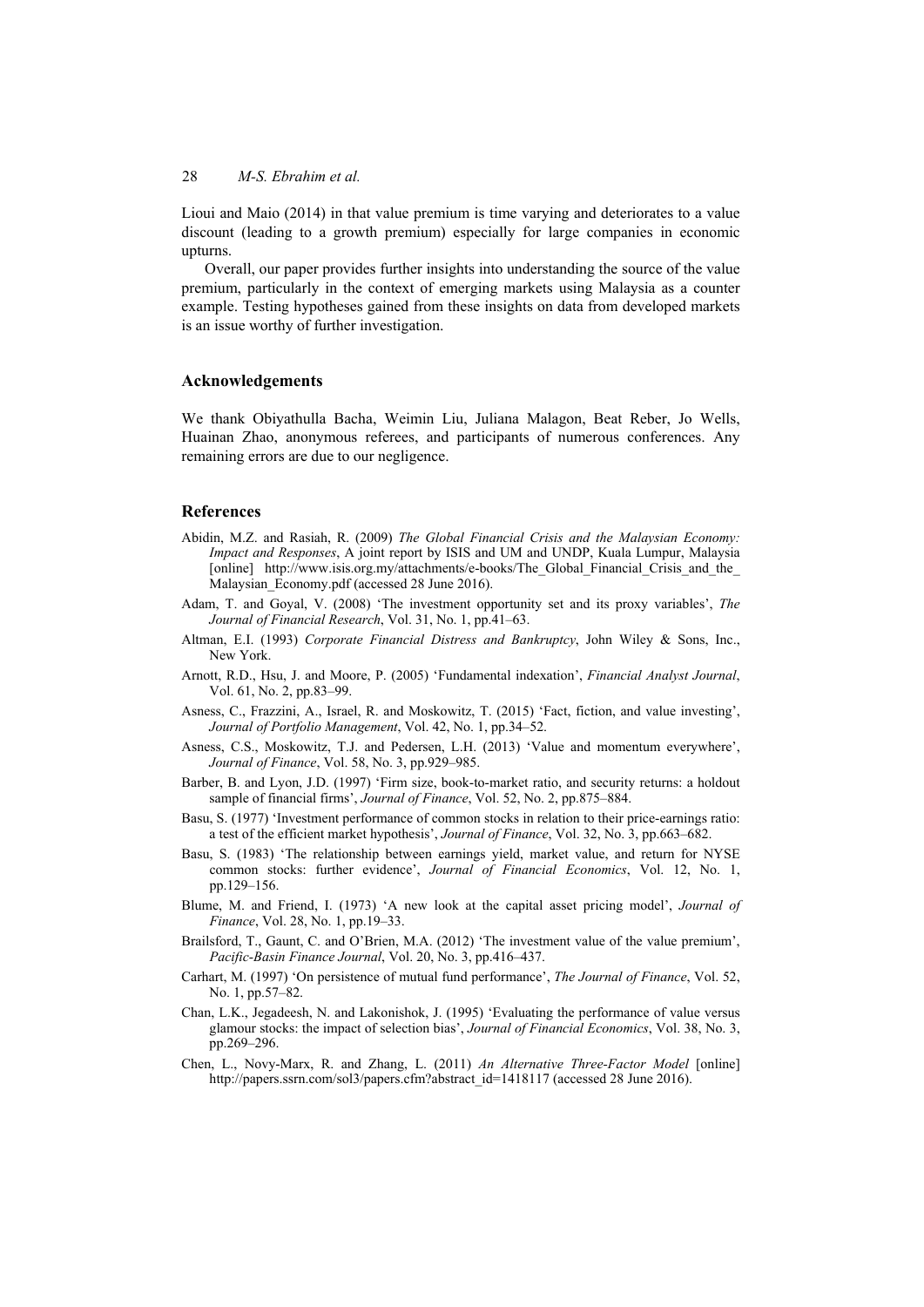Lioui and Maio (2014) in that value premium is time varying and deteriorates to a value discount (leading to a growth premium) especially for large companies in economic upturns.

Overall, our paper provides further insights into understanding the source of the value premium, particularly in the context of emerging markets using Malaysia as a counter example. Testing hypotheses gained from these insights on data from developed markets is an issue worthy of further investigation.

## Acknowledgements

We thank Obiyathulla Bacha, Weimin Liu, Juliana Malagon, Beat Reber, Jo Wells, Huainan Zhao, anonymous referees, and participants of numerous conferences. Any remaining errors are due to our negligence.

## References

Abidin, M.Z. and Rasiah, R. (2009) *The Global Financial Crisis and the Malaysian Economy: Impact and Responses*, A joint report by ISIS and UM and UNDP, Kuala Lumpur, Malaysia [online] http://www.isis.org.my/attachments/e-books/The_Global_Financial_Crisis_and_the_Malaysian_Economy.pdf (accessed 28 June 2016).

Adam, T. and Goyal, V. (2008) 'The investment opportunity set and its proxy variables', *The Journal of Financial Research*, Vol. 31, No. 1, pp.41–63.

Altman, E.I. (1993) *Corporate Financial Distress and Bankruptcy*, John Wiley & Sons, Inc., New York.

Arnott, R.D., Hsu, J. and Moore, P. (2005) 'Fundamental indexation', *Financial Analyst Journal*, Vol. 61, No. 2, pp.83–99.

Asness, C., Frazzini, A., Israel, R. and Moskowitz, T. (2015) 'Fact, fiction, and value investing', *Journal of Portfolio Management*, Vol. 42, No. 1, pp.34–52.

Asness, C.S., Moskowitz, T.J. and Pedersen, L.H. (2013) 'Value and momentum everywhere', *Journal of Finance*, Vol. 58, No. 3, pp.929–985.

Barber, B. and Lyon, J.D. (1997) 'Firm size, book-to-market ratio, and security returns: a holdout sample of financial firms', *Journal of Finance*, Vol. 52, No. 2, pp.875–884.

Basu, S. (1977) 'Investment performance of common stocks in relation to their price-earnings ratio: a test of the efficient market hypothesis', *Journal of Finance*, Vol. 32, No. 3, pp.663–682.

Basu, S. (1983) 'The relationship between earnings yield, market value, and return for NYSE common stocks: further evidence', *Journal of Financial Economics*, Vol. 12, No. 1, pp.129–156.

Blume, M. and Friend, I. (1973) 'A new look at the capital asset pricing model', *Journal of Finance*, Vol. 28, No. 1, pp.19–33.

Brailsford, T., Gaunt, C. and O'Brien, M.A. (2012) 'The investment value of the value premium', *Pacific-Basin Finance Journal*, Vol. 20, No. 3, pp.416–437.

Carhart, M. (1997) 'On persistence of mutual fund performance', *The Journal of Finance*, Vol. 52, No. 1, pp.57–82.

Chan, L.K., Jegadeesh, N. and Lakonishok, J. (1995) 'Evaluating the performance of value versus glamour stocks: the impact of selection bias', *Journal of Financial Economics*, Vol. 38, No. 3, pp.269–296.

Chen, L., Novy-Marx, R. and Zhang, L. (2011) *An Alternative Three-Factor Model* [online] http://papers.ssrn.com/sol3/papers.cfm?abstract_id=1418117 (accessed 28 June 2016).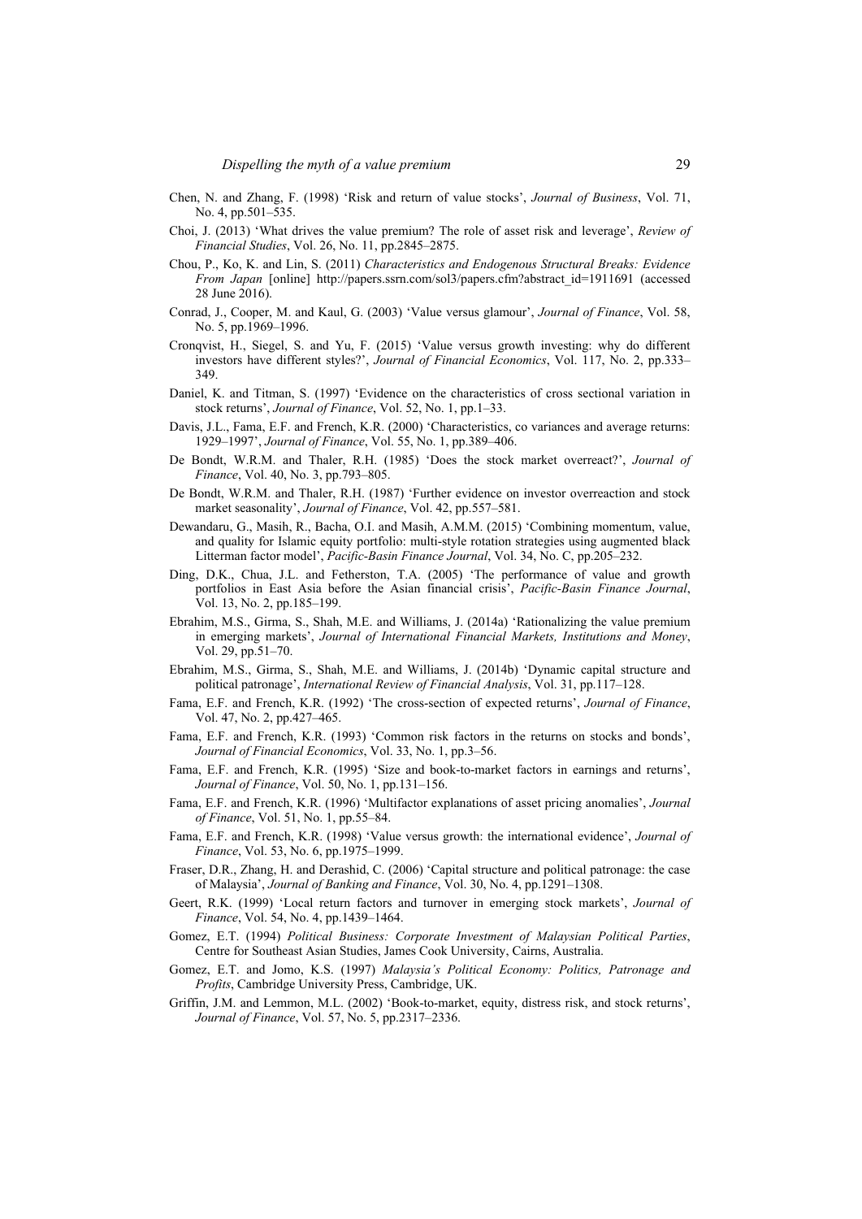Chen, N. and Zhang, F. (1998) 'Risk and return of value stocks', *Journal of Business*, Vol. 71, No. 4, pp.501–535.

Choi, J. (2013) 'What drives the value premium? The role of asset risk and leverage', *Review of Financial Studies*, Vol. 26, No. 11, pp.2845–2875.

Chou, P., Ko, K. and Lin, S. (2011) *Characteristics and Endogenous Structural Breaks: Evidence From Japan* [online] http://papers.ssrn.com/sol3/papers.cfm?abstract_id=1911691 (accessed 28 June 2016).

Conrad, J., Cooper, M. and Kaul, G. (2003) 'Value versus glamour', *Journal of Finance*, Vol. 58, No. 5, pp.1969–1996.

Cronqvist, H., Siegel, S. and Yu, F. (2015) 'Value versus growth investing: why do different investors have different styles?', *Journal of Financial Economics*, Vol. 117, No. 2, pp.333–349.

Daniel, K. and Titman, S. (1997) 'Evidence on the characteristics of cross sectional variation in stock returns', *Journal of Finance*, Vol. 52, No. 1, pp.1–33.

Davis, J.L., Fama, E.F. and French, K.R. (2000) 'Characteristics, co variances and average returns: 1929–1997', *Journal of Finance*, Vol. 55, No. 1, pp.389–406.

De Bondt, W.R.M. and Thaler, R.H. (1985) 'Does the stock market overreact?', *Journal of Finance*, Vol. 40, No. 3, pp.793–805.

De Bondt, W.R.M. and Thaler, R.H. (1987) 'Further evidence on investor overreaction and stock market seasonality', *Journal of Finance*, Vol. 42, pp.557–581.

Dewandaru, G., Masih, R., Bacha, O.I. and Masih, A.M.M. (2015) 'Combining momentum, value, and quality for Islamic equity portfolio: multi-style rotation strategies using augmented black Litterman factor model', *Pacific-Basin Finance Journal*, Vol. 34, No. C, pp.205–232.

Ding, D.K., Chua, J.L. and Fetherston, T.A. (2005) 'The performance of value and growth portfolios in East Asia before the Asian financial crisis', *Pacific-Basin Finance Journal*, Vol. 13, No. 2, pp.185–199.

Ebrahim, M.S., Girma, S., Shah, M.E. and Williams, J. (2014a) 'Rationalizing the value premium in emerging markets', *Journal of International Financial Markets, Institutions and Money*, Vol. 29, pp.51–70.

Ebrahim, M.S., Girma, S., Shah, M.E. and Williams, J. (2014b) 'Dynamic capital structure and political patronage', *International Review of Financial Analysis*, Vol. 31, pp.117–128.

Fama, E.F. and French, K.R. (1992) 'The cross-section of expected returns', *Journal of Finance*, Vol. 47, No. 2, pp.427–465.

Fama, E.F. and French, K.R. (1993) 'Common risk factors in the returns on stocks and bonds', *Journal of Financial Economics*, Vol. 33, No. 1, pp.3–56.

Fama, E.F. and French, K.R. (1995) 'Size and book-to-market factors in earnings and returns', *Journal of Finance*, Vol. 50, No. 1, pp.131–156.

Fama, E.F. and French, K.R. (1996) 'Multifactor explanations of asset pricing anomalies', *Journal of Finance*, Vol. 51, No. 1, pp.55–84.

Fama, E.F. and French, K.R. (1998) 'Value versus growth: the international evidence', *Journal of Finance*, Vol. 53, No. 6, pp.1975–1999.

Fraser, D.R., Zhang, H. and Derashid, C. (2006) 'Capital structure and political patronage: the case of Malaysia', *Journal of Banking and Finance*, Vol. 30, No. 4, pp.1291–1308.

Geert, R.K. (1999) 'Local return factors and turnover in emerging stock markets', *Journal of Finance*, Vol. 54, No. 4, pp.1439–1464.

Gomez, E.T. (1994) *Political Business: Corporate Investment of Malaysian Political Parties*, Centre for Southeast Asian Studies, James Cook University, Cairns, Australia.

Gomez, E.T. and Jomo, K.S. (1997) *Malaysia's Political Economy: Politics, Patronage and Profits*, Cambridge University Press, Cambridge, UK.

Griffin, J.M. and Lemmon, M.L. (2002) 'Book-to-market, equity, distress risk, and stock returns', *Journal of Finance*, Vol. 57, No. 5, pp.2317–2336.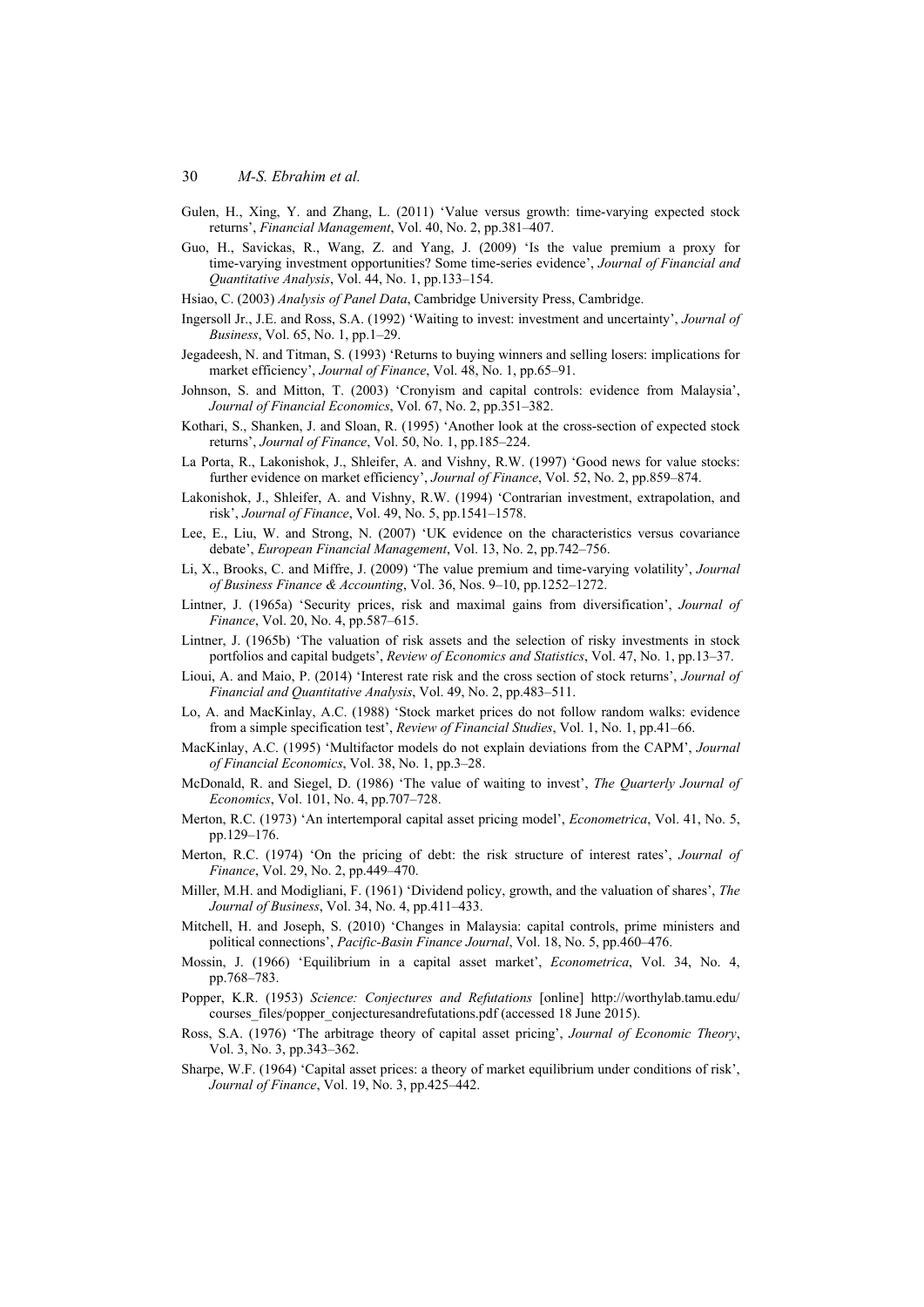Gulen, H., Xing, Y. and Zhang, L. (2011) 'Value versus growth: time-varying expected stock returns', *Financial Management*, Vol. 40, No. 2, pp.381–407.

Guo, H., Savickas, R., Wang, Z. and Yang, J. (2009) 'Is the value premium a proxy for time-varying investment opportunities? Some time-series evidence', *Journal of Financial and Quantitative Analysis*, Vol. 44, No. 1, pp.133–154.

Hsiao, C. (2003) *Analysis of Panel Data*, Cambridge University Press, Cambridge.

Ingersoll Jr., J.E. and Ross, S.A. (1992) 'Waiting to invest: investment and uncertainty', *Journal of Business*, Vol. 65, No. 1, pp.1–29.

Jegadeesh, N. and Titman, S. (1993) 'Returns to buying winners and selling losers: implications for market efficiency', *Journal of Finance*, Vol. 48, No. 1, pp.65–91.

Johnson, S. and Mitton, T. (2003) 'Cronyism and capital controls: evidence from Malaysia', *Journal of Financial Economics*, Vol. 67, No. 2, pp.351–382.

Kothari, S., Shanken, J. and Sloan, R. (1995) 'Another look at the cross-section of expected stock returns', *Journal of Finance*, Vol. 50, No. 1, pp.185–224.

La Porta, R., Lakonishok, J., Shleifer, A. and Vishny, R.W. (1997) 'Good news for value stocks: further evidence on market efficiency', *Journal of Finance*, Vol. 52, No. 2, pp.859–874.

Lakonishok, J., Shleifer, A. and Vishny, R.W. (1994) 'Contrarian investment, extrapolation, and risk', *Journal of Finance*, Vol. 49, No. 5, pp.1541–1578.

Lee, E., Liu, W. and Strong, N. (2007) 'UK evidence on the characteristics versus covariance debate', *European Financial Management*, Vol. 13, No. 2, pp.742–756.

Li, X., Brooks, C. and Miffre, J. (2009) 'The value premium and time-varying volatility', *Journal of Business Finance & Accounting*, Vol. 36, Nos. 9–10, pp.1252–1272.

Lintner, J. (1965a) 'Security prices, risk and maximal gains from diversification', *Journal of Finance*, Vol. 20, No. 4, pp.587–615.

Lintner, J. (1965b) 'The valuation of risk assets and the selection of risky investments in stock portfolios and capital budgets', *Review of Economics and Statistics*, Vol. 47, No. 1, pp.13–37.

Lioui, A. and Maio, P. (2014) 'Interest rate risk and the cross section of stock returns', *Journal of Financial and Quantitative Analysis*, Vol. 49, No. 2, pp.483–511.

Lo, A. and MacKinlay, A.C. (1988) 'Stock market prices do not follow random walks: evidence from a simple specification test', *Review of Financial Studies*, Vol. 1, No. 1, pp.41–66.

MacKinlay, A.C. (1995) 'Multifactor models do not explain deviations from the CAPM', *Journal of Financial Economics*, Vol. 38, No. 1, pp.3–28.

McDonald, R. and Siegel, D. (1986) 'The value of waiting to invest', *The Quarterly Journal of Economics*, Vol. 101, No. 4, pp.707–728.

Merton, R.C. (1973) 'An intertemporal capital asset pricing model', *Econometrica*, Vol. 41, No. 5, pp.129–176.

Merton, R.C. (1974) 'On the pricing of debt: the risk structure of interest rates', *Journal of Finance*, Vol. 29, No. 2, pp.449–470.

Miller, M.H. and Modigliani, F. (1961) 'Dividend policy, growth, and the valuation of shares', *The Journal of Business*, Vol. 34, No. 4, pp.411–433.

Mitchell, H. and Joseph, S. (2010) 'Changes in Malaysia: capital controls, prime ministers and political connections', *Pacific-Basin Finance Journal*, Vol. 18, No. 5, pp.460–476.

Mossin, J. (1966) 'Equilibrium in a capital asset market', *Econometrica*, Vol. 34, No. 4, pp.768–783.

Popper, K.R. (1953) *Science: Conjectures and Refutations* [online] http://worthylab.tamu.edu/courses_files/popper_conjecturesandrefutations.pdf (accessed 18 June 2015).

Ross, S.A. (1976) 'The arbitrage theory of capital asset pricing', *Journal of Economic Theory*, Vol. 3, No. 3, pp.343–362.

Sharpe, W.F. (1964) 'Capital asset prices: a theory of market equilibrium under conditions of risk', *Journal of Finance*, Vol. 19, No. 3, pp.425–442.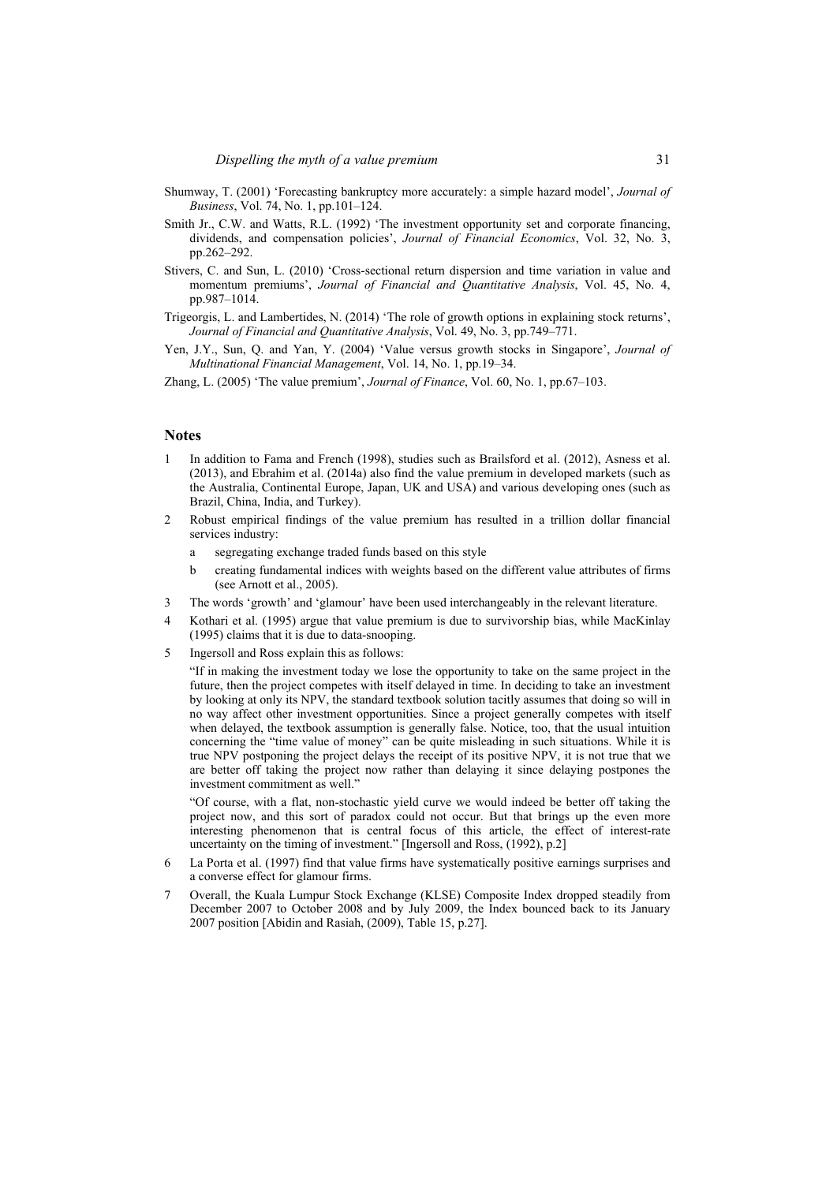Shumway, T. (2001) 'Forecasting bankruptcy more accurately: a simple hazard model', *Journal of Business*, Vol. 74, No. 1, pp.101–124.

Smith Jr., C.W. and Watts, R.L. (1992) 'The investment opportunity set and corporate financing, dividends, and compensation policies', *Journal of Financial Economics*, Vol. 32, No. 3, pp.262–292.

Stivers, C. and Sun, L. (2010) 'Cross-sectional return dispersion and time variation in value and momentum premiums', *Journal of Financial and Quantitative Analysis*, Vol. 45, No. 4, pp.987–1014.

Trigeorgis, L. and Lambertides, N. (2014) 'The role of growth options in explaining stock returns', *Journal of Financial and Quantitative Analysis*, Vol. 49, No. 3, pp.749–771.

Yen, J.Y., Sun, Q. and Yan, Y. (2004) 'Value versus growth stocks in Singapore', *Journal of Multinational Financial Management*, Vol. 14, No. 1, pp.19–34.

Zhang, L. (2005) 'The value premium', *Journal of Finance*, Vol. 60, No. 1, pp.67–103.

## Notes

1 In addition to Fama and French (1998), studies such as Brailsford et al. (2012), Asness et al. (2013), and Ebrahim et al. (2014a) also find the value premium in developed markets (such as the Australia, Continental Europe, Japan, UK and USA) and various developing ones (such as Brazil, China, India, and Turkey).

2 Robust empirical findings of the value premium has resulted in a trillion dollar financial services industry:

   a segregating exchange traded funds based on this style

   b creating fundamental indices with weights based on the different value attributes of firms (see Arnott et al., 2005).

3 The words 'growth' and 'glamour' have been used interchangeably in the relevant literature.

4 Kothari et al. (1995) argue that value premium is due to survivorship bias, while MacKinlay (1995) claims that it is due to data-snooping.

5 Ingersoll and Ross explain this as follows:

   "If in making the investment today we lose the opportunity to take on the same project in the future, then the project competes with itself delayed in time. In deciding to take an investment by looking at only its NPV, the standard textbook solution tacitly assumes that doing so will in no way affect other investment opportunities. Since a project generally competes with itself when delayed, the textbook assumption is generally false. Notice, too, that the usual intuition concerning the "time value of money" can be quite misleading in such situations. While it is true NPV postponing the project delays the receipt of its positive NPV, it is not true that we are better off taking the project now rather than delaying it since delaying postpones the investment commitment as well."

   "Of course, with a flat, non-stochastic yield curve we would indeed be better off taking the project now, and this sort of paradox could not occur. But that brings up the even more interesting phenomenon that is central focus of this article, the effect of interest-rate uncertainty on the timing of investment." [Ingersoll and Ross, (1992), p.2]

6 La Porta et al. (1997) find that value firms have systematically positive earnings surprises and a converse effect for glamour firms.

7 Overall, the Kuala Lumpur Stock Exchange (KLSE) Composite Index dropped steadily from December 2007 to October 2008 and by July 2009, the Index bounced back to its January 2007 position [Abidin and Rasiah, (2009), Table 15, p.27].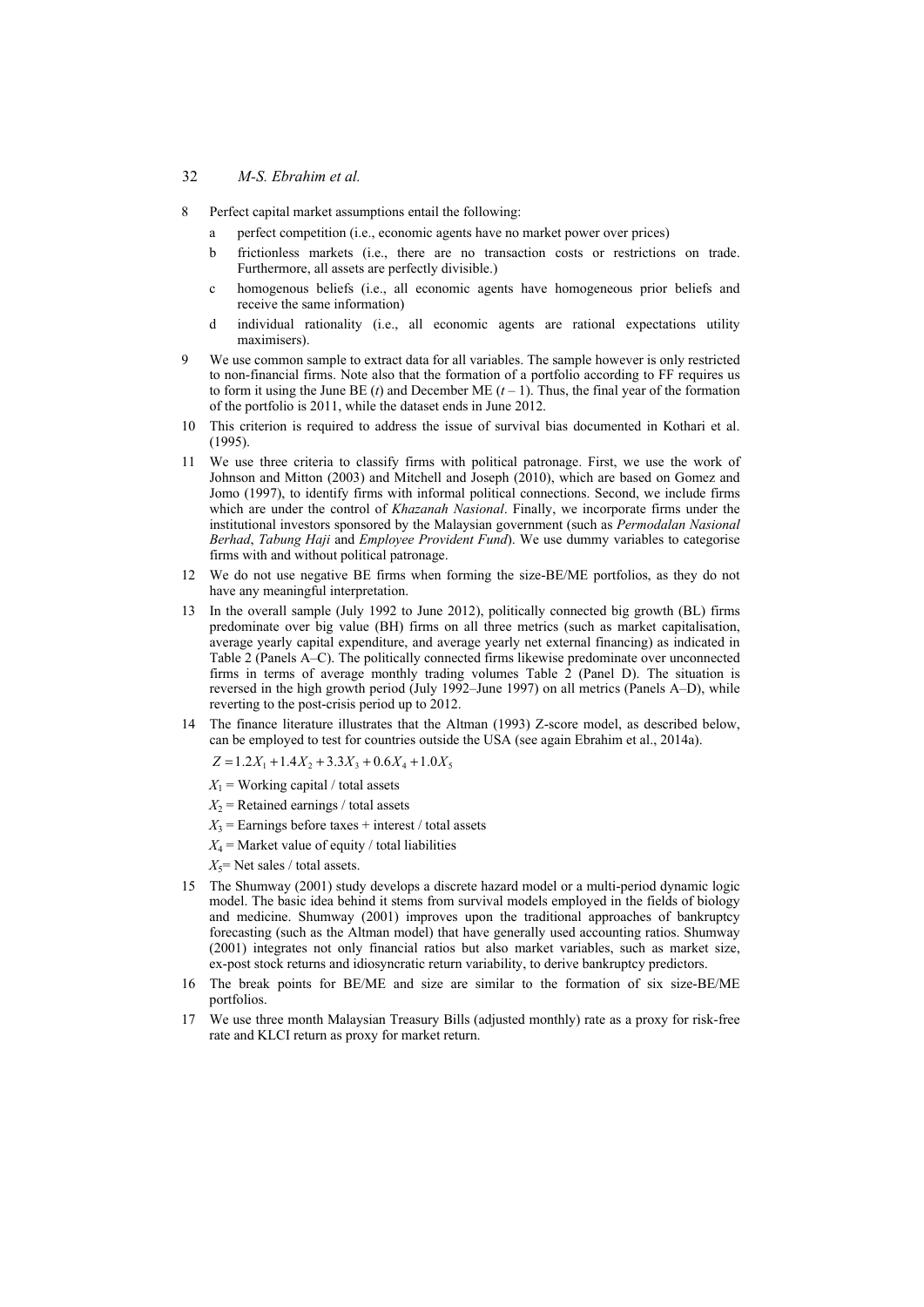8 Perfect capital market assumptions entail the following:

   a perfect competition (i.e., economic agents have no market power over prices)

   b frictionless markets (i.e., there are no transaction costs or restrictions on trade. Furthermore, all assets are perfectly divisible.)

   c homogenous beliefs (i.e., all economic agents have homogeneous prior beliefs and receive the same information)

   d individual rationality (i.e., all economic agents are rational expectations utility maximisers).

9 We use common sample to extract data for all variables. The sample however is only restricted to non-financial firms. Note also that the formation of a portfolio according to FF requires us to form it using the June BE ($t$) and December ME ($t - 1$). Thus, the final year of the formation of the portfolio is 2011, while the dataset ends in June 2012.

10 This criterion is required to address the issue of survival bias documented in Kothari et al. (1995).

11 We use three criteria to classify firms with political patronage. First, we use the work of Johnson and Mitton (2003) and Mitchell and Joseph (2010), which are based on Gomez and Jomo (1997), to identify firms with informal political connections. Second, we include firms which are under the control of *Khazanah Nasional*. Finally, we incorporate firms under the institutional investors sponsored by the Malaysian government (such as *Permodalan Nasional Berhad*, *Tabung Haji* and *Employee Provident Fund*). We use dummy variables to categorise firms with and without political patronage.

12 We do not use negative BE firms when forming the size-BE/ME portfolios, as they do not have any meaningful interpretation.

13 In the overall sample (July 1992 to June 2012), politically connected big growth (BL) firms predominate over big value (BH) firms on all three metrics (such as market capitalisation, average yearly capital expenditure, and average yearly net external financing) as indicated in Table 2 (Panels A–C). The politically connected firms likewise predominate over unconnected firms in terms of average monthly trading volumes Table 2 (Panel D). The situation is reversed in the high growth period (July 1992–June 1997) on all metrics (Panels A–D), while reverting to the post-crisis period up to 2012.

14 The finance literature illustrates that the Altman (1993) Z-score model, as described below, can be employed to test for countries outside the USA (see again Ebrahim et al., 2014a).

$$Z = 1.2X_1 + 1.4X_2 + 3.3X_3 + 0.6X_4 + 1.0X_5$$

$X_1$ = Working capital / total assets

$X_2$ = Retained earnings / total assets

$X_3$ = Earnings before taxes + interest / total assets

$X_4$ = Market value of equity / total liabilities

$X_5$= Net sales / total assets.

15 The Shumway (2001) study develops a discrete hazard model or a multi-period dynamic logic model. The basic idea behind it stems from survival models employed in the fields of biology and medicine. Shumway (2001) improves upon the traditional approaches of bankruptcy forecasting (such as the Altman model) that have generally used accounting ratios. Shumway (2001) integrates not only financial ratios but also market variables, such as market size, ex-post stock returns and idiosyncratic return variability, to derive bankruptcy predictors.

16 The break points for BE/ME and size are similar to the formation of six size-BE/ME portfolios.

17 We use three month Malaysian Treasury Bills (adjusted monthly) rate as a proxy for risk-free rate and KLCI return as proxy for market return.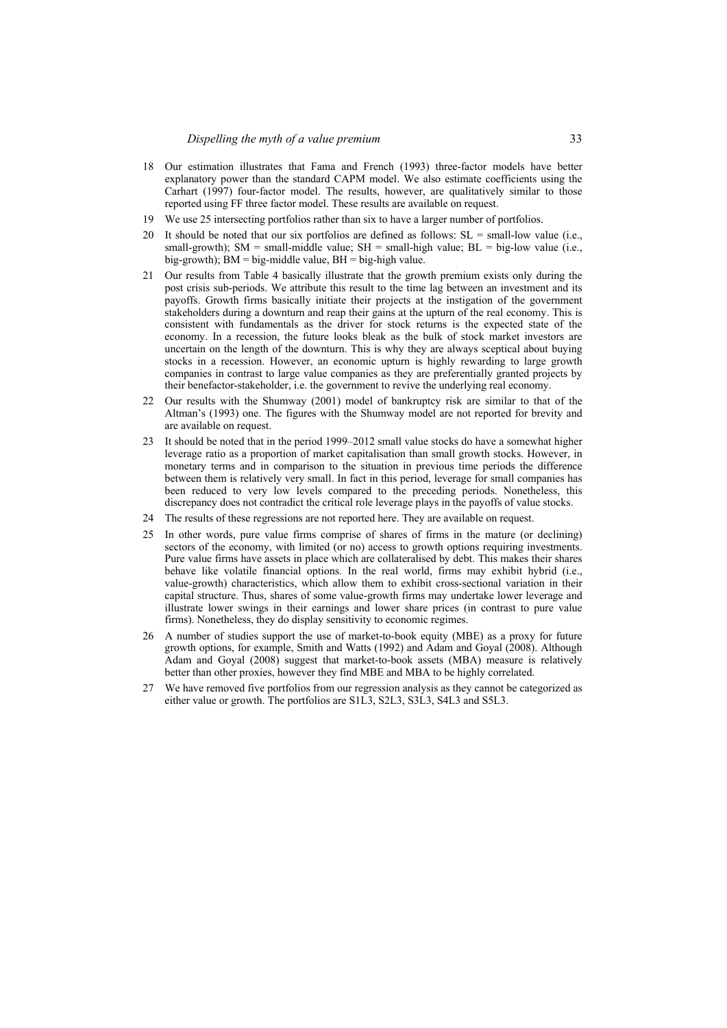18 Our estimation illustrates that Fama and French (1993) three-factor models have better explanatory power than the standard CAPM model. We also estimate coefficients using the Carhart (1997) four-factor model. The results, however, are qualitatively similar to those reported using FF three factor model. These results are available on request.

19 We use 25 intersecting portfolios rather than six to have a larger number of portfolios.

20 It should be noted that our six portfolios are defined as follows: SL = small-low value (i.e., small-growth); SM = small-middle value; SH = small-high value; BL = big-low value (i.e., big-growth); BM = big-middle value, BH = big-high value.

21 Our results from Table 4 basically illustrate that the growth premium exists only during the post crisis sub-periods. We attribute this result to the time lag between an investment and its payoffs. Growth firms basically initiate their projects at the instigation of the government stakeholders during a downturn and reap their gains at the upturn of the real economy. This is consistent with fundamentals as the driver for stock returns is the expected state of the economy. In a recession, the future looks bleak as the bulk of stock market investors are uncertain on the length of the downturn. This is why they are always sceptical about buying stocks in a recession. However, an economic upturn is highly rewarding to large growth companies in contrast to large value companies as they are preferentially granted projects by their benefactor-stakeholder, i.e. the government to revive the underlying real economy.

22 Our results with the Shumway (2001) model of bankruptcy risk are similar to that of the Altman's (1993) one. The figures with the Shumway model are not reported for brevity and are available on request.

23 It should be noted that in the period 1999–2012 small value stocks do have a somewhat higher leverage ratio as a proportion of market capitalisation than small growth stocks. However, in monetary terms and in comparison to the situation in previous time periods the difference between them is relatively very small. In fact in this period, leverage for small companies has been reduced to very low levels compared to the preceding periods. Nonetheless, this discrepancy does not contradict the critical role leverage plays in the payoffs of value stocks.

24 The results of these regressions are not reported here. They are available on request.

25 In other words, pure value firms comprise of shares of firms in the mature (or declining) sectors of the economy, with limited (or no) access to growth options requiring investments. Pure value firms have assets in place which are collateralised by debt. This makes their shares behave like volatile financial options. In the real world, firms may exhibit hybrid (i.e., value-growth) characteristics, which allow them to exhibit cross-sectional variation in their capital structure. Thus, shares of some value-growth firms may undertake lower leverage and illustrate lower swings in their earnings and lower share prices (in contrast to pure value firms). Nonetheless, they do display sensitivity to economic regimes.

26 A number of studies support the use of market-to-book equity (MBE) as a proxy for future growth options, for example, Smith and Watts (1992) and Adam and Goyal (2008). Although Adam and Goyal (2008) suggest that market-to-book assets (MBA) measure is relatively better than other proxies, however they find MBE and MBA to be highly correlated.

27 We have removed five portfolios from our regression analysis as they cannot be categorized as either value or growth. The portfolios are S1L3, S2L3, S3L3, S4L3 and S5L3.